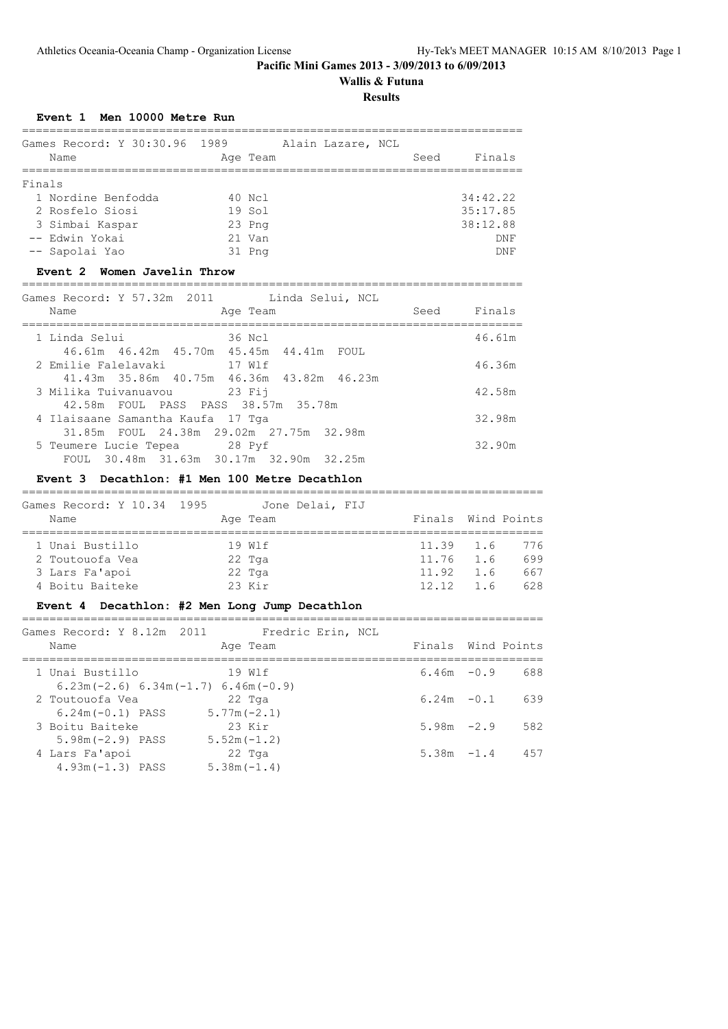**Pacific Mini Games 2013 - 3/09/2013 to 6/09/2013**

**Wallis & Futuna**

**Results**

### Event 1 Men 10000 Metre Run

Games Record: Y 30:30.96 1989 Alain Lazare, NCL

| Name | Age | Team | Seed | Finals |
|---|---|---|---|---|
| **Finals** | | | | |
| 1 Nordine Benfodda | 40 | Ncl | | 34:42.22 |
| 2 Rosfelo Siosi | 19 | Sol | | 35:17.85 |
| 3 Simbai Kaspar | 23 | Png | | 38:12.88 |
| -- Edwin Yokai | 21 | Van | | DNF |
| -- Sapolai Yao | 31 | Png | | DNF |

### Event 2 Women Javelin Throw

Games Record: Y 57.32m 2011 Linda Selui, NCL

| Name | Age | Team | Seed | Finals |
|---|---|---|---|---|
| 1 Linda Selui | 36 | Ncl | | 46.61m |
| 46.61m 46.42m 45.70m 45.45m 44.41m FOUL | | | | |
| 2 Emilie Falelavaki | 17 | Wlf | | 46.36m |
| 41.43m 35.86m 40.75m 46.36m 43.82m 46.23m | | | | |
| 3 Milika Tuivanuavou | 23 | Fij | | 42.58m |
| 42.58m FOUL PASS PASS 38.57m 35.78m | | | | |
| 4 Ilaisaane Samantha Kaufa | 17 | Tga | | 32.98m |
| 31.85m FOUL 24.38m 29.02m 27.75m 32.98m | | | | |
| 5 Teumere Lucie Tepea | 28 | Pyf | | 32.90m |
| FOUL 30.48m 31.63m 30.17m 32.90m 32.25m | | | | |

### Event 3 Decathlon: #1 Men 100 Metre Decathlon

Games Record: Y 10.34 1995 Jone Delai, FIJ

| Name | Age | Team | Finals | Wind | Points |
|---|---|---|---|---|---|
| 1 Unai Bustillo | 19 | Wlf | 11.39 | 1.6 | 776 |
| 2 Toutouofa Vea | 22 | Tga | 11.76 | 1.6 | 699 |
| 3 Lars Fa'apoi | 22 | Tga | 11.92 | 1.6 | 667 |
| 4 Boitu Baiteke | 23 | Kir | 12.12 | 1.6 | 628 |

### Event 4 Decathlon: #2 Men Long Jump Decathlon

Games Record: Y 8.12m 2011 Fredric Erin, NCL

| Name | Age | Team | Finals | Wind | Points |
|---|---|---|---|---|---|
| 1 Unai Bustillo | 19 | Wlf | 6.46m | -0.9 | 688 |
| 6.23m(-2.6) 6.34m(-1.7) 6.46m(-0.9) | | | | | |
| 2 Toutouofa Vea | 22 | Tga | 6.24m | -0.1 | 639 |
| 6.24m(-0.1) PASS 5.77m(-2.1) | | | | | |
| 3 Boitu Baiteke | 23 | Kir | 5.98m | -2.9 | 582 |
| 5.98m(-2.9) PASS 5.52m(-1.2) | | | | | |
| 4 Lars Fa'apoi | 22 | Tga | 5.38m | -1.4 | 457 |
| 4.93m(-1.3) PASS 5.38m(-1.4) | | | | | |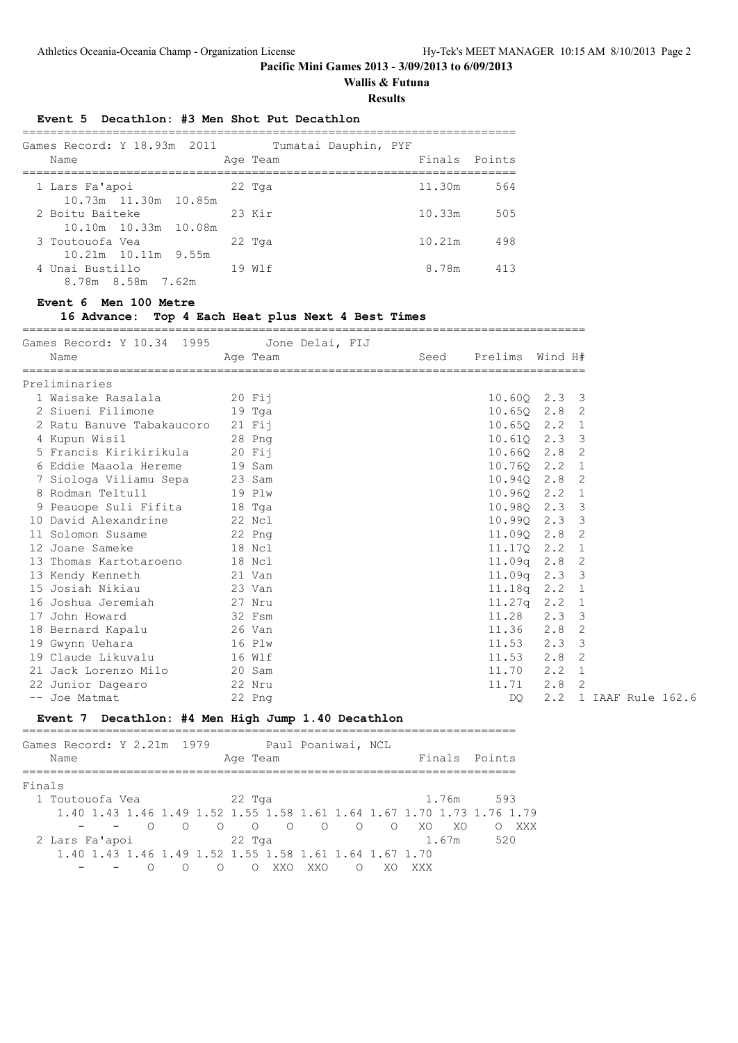**Pacific Mini Games 2013 - 3/09/2013 to 6/09/2013**

**Wallis & Futuna**

**Results**

### Event 5 Decathlon: #3 Men Shot Put Decathlon

Games Record: Y 18.93m 2011 Tumatai Dauphin, PYF

| Name | Age | Team | Finals | Points |
|---|---|---|---|---|
| 1 Lars Fa'apoi | 22 | Tga | 11.30m | 564 |
| 10.73m 11.30m 10.85m | | | | |
| 2 Boitu Baiteke | 23 | Kir | 10.33m | 505 |
| 10.10m 10.33m 10.08m | | | | |
| 3 Toutouofa Vea | 22 | Tga | 10.21m | 498 |
| 10.21m 10.11m 9.55m | | | | |
| 4 Unai Bustillo | 19 | Wlf | 8.78m | 413 |
| 8.78m 8.58m 7.62m | | | | |

### Event 6 Men 100 Metre

**16 Advance: Top 4 Each Heat plus Next 4 Best Times**

Games Record: Y 10.34 1995 Jone Delai, FIJ

Preliminaries

| Name | Age | Team | Seed | Prelims | Wind | H# |
|---|---|---|---|---|---|---|
| 1 Waisake Rasalala | 20 | Fij | | 10.60Q | 2.3 | 3 |
| 2 Siueni Filimone | 19 | Tga | | 10.65Q | 2.8 | 2 |
| 2 Ratu Banuve Tabakaucoro | 21 | Fij | | 10.65Q | 2.2 | 1 |
| 4 Kupun Wisil | 28 | Png | | 10.61Q | 2.3 | 3 |
| 5 Francis Kirikirikula | 20 | Fij | | 10.66Q | 2.8 | 2 |
| 6 Eddie Maaola Hereme | 19 | Sam | | 10.76Q | 2.2 | 1 |
| 7 Siologa Viliamu Sepa | 23 | Sam | | 10.94Q | 2.8 | 2 |
| 8 Rodman Teltull | 19 | Plw | | 10.96Q | 2.2 | 1 |
| 9 Peauope Suli Fifita | 18 | Tga | | 10.98Q | 2.3 | 3 |
| 10 David Alexandrine | 22 | Ncl | | 10.99Q | 2.3 | 3 |
| 11 Solomon Susame | 22 | Png | | 11.09Q | 2.8 | 2 |
| 12 Joane Sameke | 18 | Ncl | | 11.17Q | 2.2 | 1 |
| 13 Thomas Kartotaroeno | 18 | Ncl | | 11.09q | 2.8 | 2 |
| 13 Kendy Kenneth | 21 | Van | | 11.09q | 2.3 | 3 |
| 15 Josiah Nikiau | 23 | Van | | 11.18q | 2.2 | 1 |
| 16 Joshua Jeremiah | 27 | Nru | | 11.27q | 2.2 | 1 |
| 17 John Howard | 32 | Fsm | | 11.28 | 2.3 | 3 |
| 18 Bernard Kapalu | 26 | Van | | 11.36 | 2.8 | 2 |
| 19 Gwynn Uehara | 16 | Plw | | 11.53 | 2.3 | 3 |
| 19 Claude Likuvalu | 16 | Wlf | | 11.53 | 2.8 | 2 |
| 21 Jack Lorenzo Milo | 20 | Sam | | 11.70 | 2.2 | 1 |
| 22 Junior Dagearo | 22 | Nru | | 11.71 | 2.8 | 2 |
| -- Joe Matmat | 22 | Png | | DQ | 2.2 | 1 IAAF Rule 162.6 |

### Event 7 Decathlon: #4 Men High Jump 1.40 Decathlon

Games Record: Y 2.21m 1979 Paul Poaniwai, NCL

Finals

| Name | Age | Team | Finals | Points |
|---|---|---|---|---|
| 1 Toutouofa Vea | 22 | Tga | 1.76m | 593 |
| 2 Lars Fa'apoi | 22 | Tga | 1.67m | 520 |

1 Toutouofa Vea

| 1.40 | 1.43 | 1.46 | 1.49 | 1.52 | 1.55 | 1.58 | 1.61 | 1.64 | 1.67 | 1.70 | 1.73 | 1.76 | 1.79 |
|---|---|---|---|---|---|---|---|---|---|---|---|---|---|
| - | - | O | O | O | O | O | O | O | O | XO | XO | O | XXX |

2 Lars Fa'apoi

| 1.40 | 1.43 | 1.46 | 1.49 | 1.52 | 1.55 | 1.58 | 1.61 | 1.64 | 1.67 | 1.70 |
|---|---|---|---|---|---|---|---|---|---|---|
| - | - | O | O | O | O | XXO | XXO | O | XO | XXX |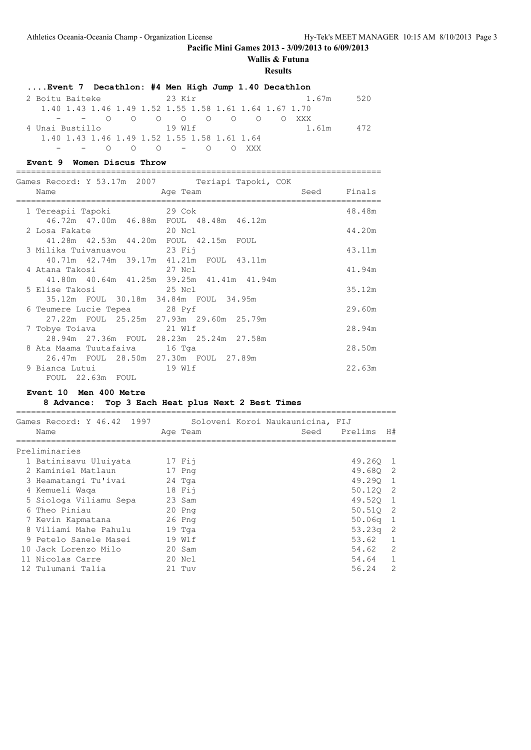**Pacific Mini Games 2013 - 3/09/2013 to 6/09/2013**

**Wallis & Futuna**

**Results**

**....Event 7 Decathlon: #4 Men High Jump 1.40 Decathlon**

```
  2 Boitu Baiteke             23 Kir                         1.67m      520
     1.40 1.43 1.46 1.49 1.52 1.55 1.58 1.61 1.64 1.67 1.70
        -    -    O    O    O    O    O    O    O    O  XXX
  4 Unai Bustillo             19 Wlf                         1.61m      472
     1.40 1.43 1.46 1.49 1.52 1.55 1.58 1.61 1.64
        -    -    O    O    O    -    O    O  XXX
```

**Event 9 Women Discus Throw**

Games Record: Y 53.17m 2007 Teriapi Tapoki, COK

| Name | Age | Team | Seed | Finals |
|---|---|---|---|---|
| 1 Tereapii Tapoki | 29 | Cok | | 48.48m |
| 46.72m 47.00m 46.88m FOUL 48.48m 46.12m | | | | |
| 2 Losa Fakate | 20 | Ncl | | 44.20m |
| 41.28m 42.53m 44.20m FOUL 42.15m FOUL | | | | |
| 3 Milika Tuivanuavou | 23 | Fij | | 43.11m |
| 40.71m 42.74m 39.17m 41.21m FOUL 43.11m | | | | |
| 4 Atana Takosi | 27 | Ncl | | 41.94m |
| 41.80m 40.64m 41.25m 39.25m 41.41m 41.94m | | | | |
| 5 Elise Takosi | 25 | Ncl | | 35.12m |
| 35.12m FOUL 30.18m 34.84m FOUL 34.95m | | | | |
| 6 Teumere Lucie Tepea | 28 | Pyf | | 29.60m |
| 27.22m FOUL 25.25m 27.93m 29.60m 25.79m | | | | |
| 7 Tobye Toiava | 21 | Wlf | | 28.94m |
| 28.94m 27.36m FOUL 28.23m 25.24m 27.58m | | | | |
| 8 Ata Maama Tuutafaiva | 16 | Tga | | 28.50m |
| 26.47m FOUL 28.50m 27.30m FOUL 27.89m | | | | |
| 9 Bianca Lutui | 19 | Wlf | | 22.63m |
| FOUL 22.63m FOUL | | | | |

**Event 10 Men 400 Metre**

**8 Advance: Top 3 Each Heat plus Next 2 Best Times**

Games Record: Y 46.42 1997 Soloveni Koroi Naukaunicina, FIJ

| Name | Age | Team | Seed | Prelims | H# |
|---|---|---|---|---|---|
| **Preliminaries** | | | | | |
| 1 Batinisavu Uluiyata | 17 | Fij | | 49.26Q | 1 |
| 2 Kaminiel Matlaun | 17 | Png | | 49.68Q | 2 |
| 3 Heamatangi Tu'ivai | 24 | Tga | | 49.29Q | 1 |
| 4 Kemueli Waqa | 18 | Fij | | 50.12Q | 2 |
| 5 Siologa Viliamu Sepa | 23 | Sam | | 49.52Q | 1 |
| 6 Theo Piniau | 20 | Png | | 50.51Q | 2 |
| 7 Kevin Kapmatana | 26 | Png | | 50.06q | 1 |
| 8 Viliami Mahe Pahulu | 19 | Tga | | 53.23q | 2 |
| 9 Petelo Sanele Masei | 19 | Wlf | | 53.62 | 1 |
| 10 Jack Lorenzo Milo | 20 | Sam | | 54.62 | 2 |
| 11 Nicolas Carre | 20 | Ncl | | 54.64 | 1 |
| 12 Tulumani Talia | 21 | Tuv | | 56.24 | 2 |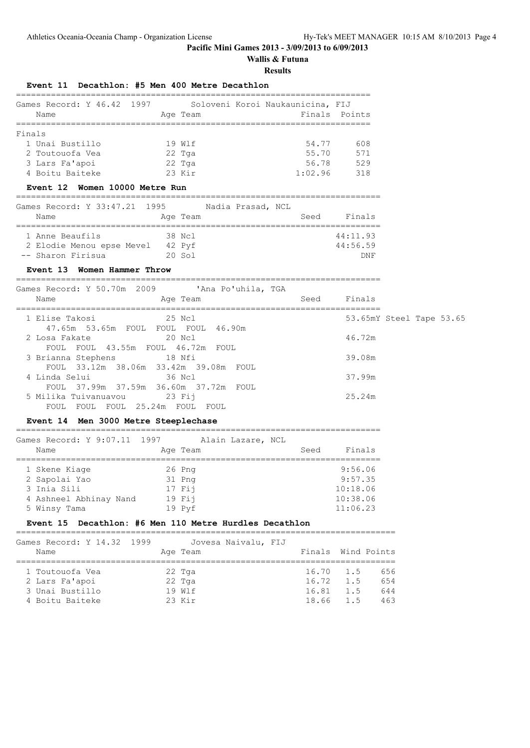**Pacific Mini Games 2013 - 3/09/2013 to 6/09/2013**

**Wallis & Futuna**

**Results**

### Event 11 Decathlon: #5 Men 400 Metre Decathlon

Games Record: Y 46.42 1997 Soloveni Koroi Naukaunicina, FIJ

Finals

| | Name | Age | Team | Finals | Points |
|---|---|---|---|---|---|
| 1 | Unai Bustillo | 19 | Wlf | 54.77 | 608 |
| 2 | Toutouofa Vea | 22 | Tga | 55.70 | 571 |
| 3 | Lars Fa'apoi | 22 | Tga | 56.78 | 529 |
| 4 | Boitu Baiteke | 23 | Kir | 1:02.96 | 318 |

### Event 12 Women 10000 Metre Run

Games Record: Y 33:47.21 1995 Nadia Prasad, NCL

| | Name | Age | Team | Seed | Finals |
|---|---|---|---|---|---|
| 1 | Anne Beaufils | 38 | Ncl | | 44:11.93 |
| 2 | Elodie Menou epse Mevel | 42 | Pyf | | 44:56.59 |
| -- | Sharon Firisua | 20 | Sol | | DNF |

### Event 13 Women Hammer Throw

Games Record: Y 50.70m 2009 'Ana Po'uhila, TGA

| | Name | Age | Team | Seed | Finals | |
|---|---|---|---|---|---|---|
| 1 | Elise Takosi | 25 | Ncl | | 53.65mY | Steel Tape 53.65 |
| | 47.65m 53.65m FOUL FOUL FOUL 46.90m | | | | | |
| 2 | Losa Fakate | 20 | Ncl | | 46.72m | |
| | FOUL FOUL 43.55m FOUL 46.72m FOUL | | | | | |
| 3 | Brianna Stephens | 18 | Nfi | | 39.08m | |
| | FOUL 33.12m 38.06m 33.42m 39.08m FOUL | | | | | |
| 4 | Linda Selui | 36 | Ncl | | 37.99m | |
| | FOUL 37.99m 37.59m 36.60m 37.72m FOUL | | | | | |
| 5 | Milika Tuivanuavou | 23 | Fij | | 25.24m | |
| | FOUL FOUL FOUL 25.24m FOUL FOUL | | | | | |

### Event 14 Men 3000 Metre Steeplechase

Games Record: Y 9:07.11 1997 Alain Lazare, NCL

| | Name | Age | Team | Seed | Finals |
|---|---|---|---|---|---|
| 1 | Skene Kiage | 26 | Png | | 9:56.06 |
| 2 | Sapolai Yao | 31 | Png | | 9:57.35 |
| 3 | Inia Sili | 17 | Fij | | 10:18.06 |
| 4 | Ashneel Abhinay Nand | 19 | Fij | | 10:38.06 |
| 5 | Winsy Tama | 19 | Pyf | | 11:06.23 |

### Event 15 Decathlon: #6 Men 110 Metre Hurdles Decathlon

Games Record: Y 14.32 1999 Jovesa Naivalu, FIJ

| | Name | Age | Team | Finals | Wind | Points |
|---|---|---|---|---|---|---|
| 1 | Toutouofa Vea | 22 | Tga | 16.70 | 1.5 | 656 |
| 2 | Lars Fa'apoi | 22 | Tga | 16.72 | 1.5 | 654 |
| 3 | Unai Bustillo | 19 | Wlf | 16.81 | 1.5 | 644 |
| 4 | Boitu Baiteke | 23 | Kir | 18.66 | 1.5 | 463 |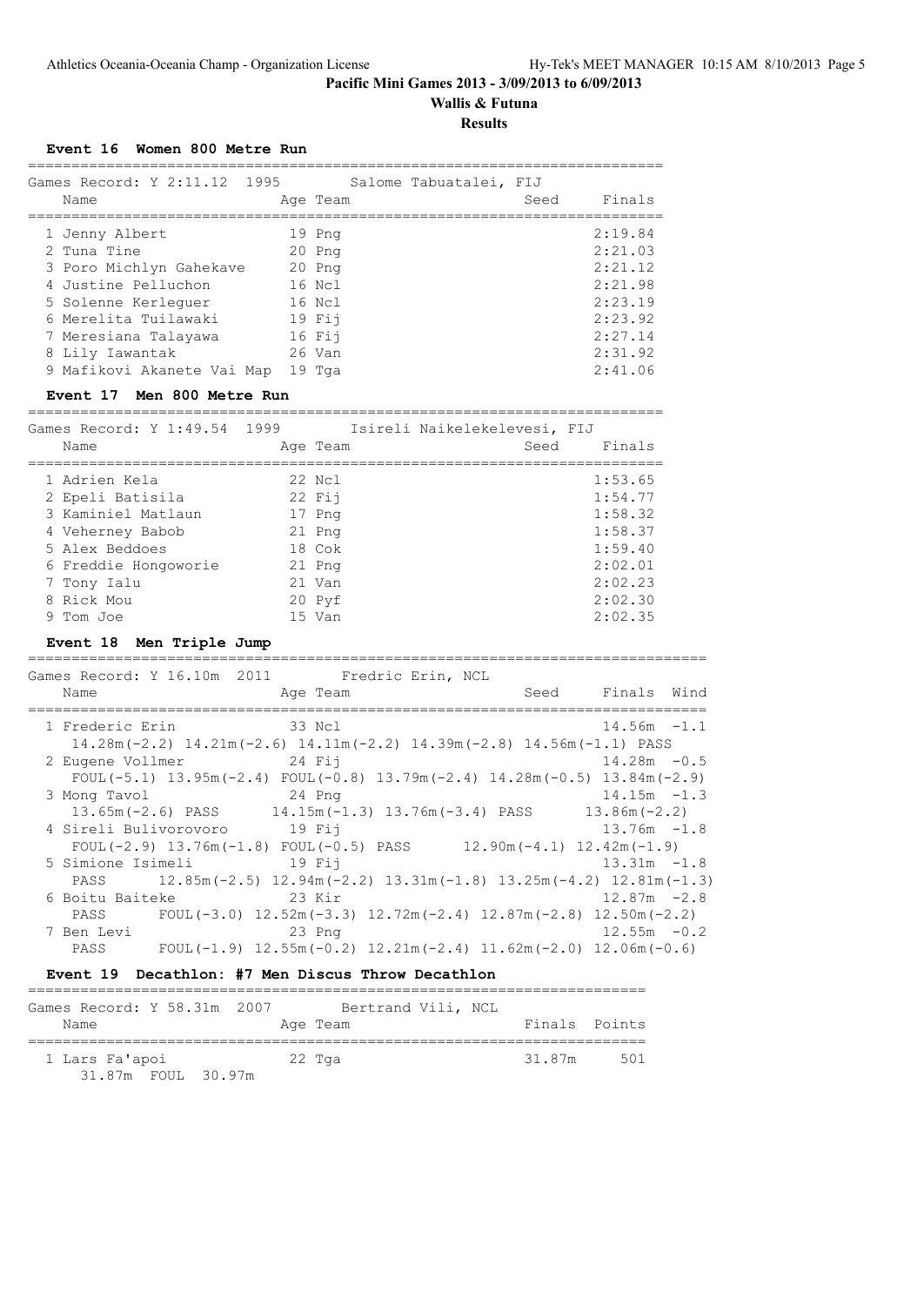**Pacific Mini Games 2013 - 3/09/2013 to 6/09/2013**

**Wallis & Futuna**

**Results**

### Event 16 Women 800 Metre Run

Games Record: Y 2:11.12 1995 Salome Tabuatalei, FIJ

| Name | Age | Team | Seed | Finals |
|---|---|---|---|---|
| 1 Jenny Albert | 19 | Png | | 2:19.84 |
| 2 Tuna Tine | 20 | Png | | 2:21.03 |
| 3 Poro Michlyn Gahekave | 20 | Png | | 2:21.12 |
| 4 Justine Pelluchon | 16 | Ncl | | 2:21.98 |
| 5 Solenne Kerleguer | 16 | Ncl | | 2:23.19 |
| 6 Merelita Tuilawaki | 19 | Fij | | 2:23.92 |
| 7 Meresiana Talayawa | 16 | Fij | | 2:27.14 |
| 8 Lily Iawantak | 26 | Van | | 2:31.92 |
| 9 Mafikovi Akanete Vai Map | 19 | Tga | | 2:41.06 |

### Event 17 Men 800 Metre Run

Games Record: Y 1:49.54 1999 Isireli Naikelekelevesi, FIJ

| Name | Age | Team | Seed | Finals |
|---|---|---|---|---|
| 1 Adrien Kela | 22 | Ncl | | 1:53.65 |
| 2 Epeli Batisila | 22 | Fij | | 1:54.77 |
| 3 Kaminiel Matlaun | 17 | Png | | 1:58.32 |
| 4 Veherney Babob | 21 | Png | | 1:58.37 |
| 5 Alex Beddoes | 18 | Cok | | 1:59.40 |
| 6 Freddie Hongoworie | 21 | Png | | 2:02.01 |
| 7 Tony Ialu | 21 | Van | | 2:02.23 |
| 8 Rick Mou | 20 | Pyf | | 2:02.30 |
| 9 Tom Joe | 15 | Van | | 2:02.35 |

### Event 18 Men Triple Jump

Games Record: Y 16.10m 2011 Fredric Erin, NCL

| Name | Age | Team | Seed | Finals | Wind |
|---|---|---|---|---|---|
| 1 Frederic Erin | 33 | Ncl | | 14.56m | -1.1 |
| 14.28m(-2.2) 14.21m(-2.6) 14.11m(-2.2) 14.39m(-2.8) 14.56m(-1.1) PASS | | | | | |
| 2 Eugene Vollmer | 24 | Fij | | 14.28m | -0.5 |
| FOUL(-5.1) 13.95m(-2.4) FOUL(-0.8) 13.79m(-2.4) 14.28m(-0.5) 13.84m(-2.9) | | | | | |
| 3 Mong Tavol | 24 | Png | | 14.15m | -1.3 |
| 13.65m(-2.6) PASS 14.15m(-1.3) 13.76m(-3.4) PASS 13.86m(-2.2) | | | | | |
| 4 Sireli Bulivorovoro | 19 | Fij | | 13.76m | -1.8 |
| FOUL(-2.9) 13.76m(-1.8) FOUL(-0.5) PASS 12.90m(-4.1) 12.42m(-1.9) | | | | | |
| 5 Simione Isimeli | 19 | Fij | | 13.31m | -1.8 |
| PASS 12.85m(-2.5) 12.94m(-2.2) 13.31m(-1.8) 13.25m(-4.2) 12.81m(-1.3) | | | | | |
| 6 Boitu Baiteke | 23 | Kir | | 12.87m | -2.8 |
| PASS FOUL(-3.0) 12.52m(-3.3) 12.72m(-2.4) 12.87m(-2.8) 12.50m(-2.2) | | | | | |
| 7 Ben Levi | 23 | Png | | 12.55m | -0.2 |
| PASS FOUL(-1.9) 12.55m(-0.2) 12.21m(-2.4) 11.62m(-2.0) 12.06m(-0.6) | | | | | |

### Event 19 Decathlon: #7 Men Discus Throw Decathlon

Games Record: Y 58.31m 2007 Bertrand Vili, NCL

| Name | Age | Team | Finals | Points |
|---|---|---|---|---|
| 1 Lars Fa'apoi | 22 | Tga | 31.87m | 501 |
| 31.87m FOUL 30.97m | | | | |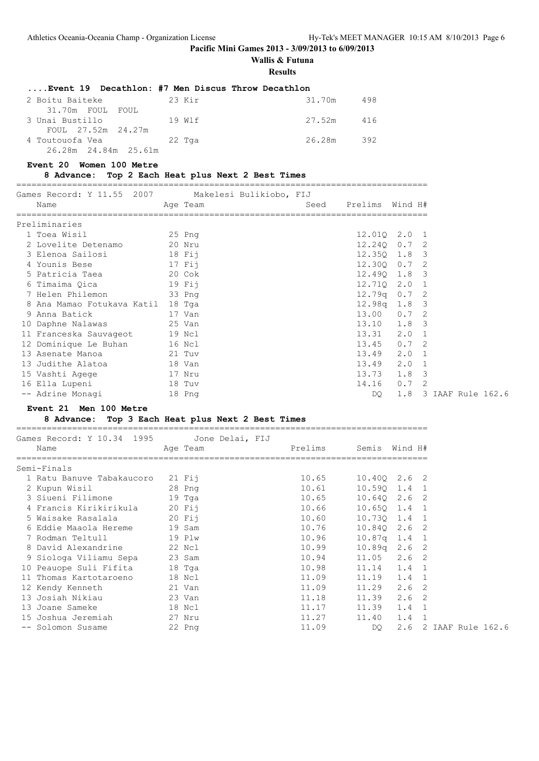## ....Event 19 Decathlon: #7 Men Discus Throw Decathlon

| Name | Age | Team | Mark | Points |
|---|---|---|---|---|
| 2 Boitu Baiteke | 23 | Kir | 31.70m | 498 |
| 31.70m FOUL FOUL | | | | |
| 3 Unai Bustillo | 19 | Wlf | 27.52m | 416 |
| FOUL 27.52m 24.27m | | | | |
| 4 Toutouofa Vea | 22 | Tga | 26.28m | 392 |
| 26.28m 24.84m 25.61m | | | | |

## Event 20 Women 100 Metre

**8 Advance: Top 2 Each Heat plus Next 2 Best Times**

Games Record: Y 11.55 2007 Makelesi Bulikiobo, FIJ

| Name | Age | Team | Seed | Prelims | Wind | H# | |
|---|---|---|---|---|---|---|---|
| **Preliminaries** | | | | | | | |
| 1 Toea Wisil | 25 | Png | | 12.01Q | 2.0 | 1 | |
| 2 Lovelite Detenamo | 20 | Nru | | 12.24Q | 0.7 | 2 | |
| 3 Elenoa Sailosi | 18 | Fij | | 12.35Q | 1.8 | 3 | |
| 4 Younis Bese | 17 | Fij | | 12.30Q | 0.7 | 2 | |
| 5 Patricia Taea | 20 | Cok | | 12.49Q | 1.8 | 3 | |
| 6 Timaima Qica | 19 | Fij | | 12.71Q | 2.0 | 1 | |
| 7 Helen Philemon | 33 | Png | | 12.79q | 0.7 | 2 | |
| 8 Ana Mamao Fotukava Katil | 18 | Tga | | 12.98q | 1.8 | 3 | |
| 9 Anna Batick | 17 | Van | | 13.00 | 0.7 | 2 | |
| 10 Daphne Nalawas | 25 | Van | | 13.10 | 1.8 | 3 | |
| 11 Franceska Sauvageot | 19 | Ncl | | 13.31 | 2.0 | 1 | |
| 12 Dominique Le Buhan | 16 | Ncl | | 13.45 | 0.7 | 2 | |
| 13 Asenate Manoa | 21 | Tuv | | 13.49 | 2.0 | 1 | |
| 13 Judithe Alatoa | 18 | Van | | 13.49 | 2.0 | 1 | |
| 15 Vashti Agege | 17 | Nru | | 13.73 | 1.8 | 3 | |
| 16 Ella Lupeni | 18 | Tuv | | 14.16 | 0.7 | 2 | |
| -- Adrine Monagi | 18 | Png | | DQ | 1.8 | 3 | IAAF Rule 162.6 |

## Event 21 Men 100 Metre

**8 Advance: Top 3 Each Heat plus Next 2 Best Times**

Games Record: Y 10.34 1995 Jone Delai, FIJ

| Name | Age | Team | Prelims | Semis | Wind | H# | |
|---|---|---|---|---|---|---|---|
| **Semi-Finals** | | | | | | | |
| 1 Ratu Banuve Tabakaucoro | 21 | Fij | 10.65 | 10.40Q | 2.6 | 2 | |
| 2 Kupun Wisil | 28 | Png | 10.61 | 10.59Q | 1.4 | 1 | |
| 3 Siueni Filimone | 19 | Tga | 10.65 | 10.64Q | 2.6 | 2 | |
| 4 Francis Kirikirikula | 20 | Fij | 10.66 | 10.65Q | 1.4 | 1 | |
| 5 Waisake Rasalala | 20 | Fij | 10.60 | 10.73Q | 1.4 | 1 | |
| 6 Eddie Maaola Hereme | 19 | Sam | 10.76 | 10.84Q | 2.6 | 2 | |
| 7 Rodman Teltull | 19 | Plw | 10.96 | 10.87q | 1.4 | 1 | |
| 8 David Alexandrine | 22 | Ncl | 10.99 | 10.89q | 2.6 | 2 | |
| 9 Siologa Viliamu Sepa | 23 | Sam | 10.94 | 11.05 | 2.6 | 2 | |
| 10 Peauope Suli Fifita | 18 | Tga | 10.98 | 11.14 | 1.4 | 1 | |
| 11 Thomas Kartotaroeno | 18 | Ncl | 11.09 | 11.19 | 1.4 | 1 | |
| 12 Kendy Kenneth | 21 | Van | 11.09 | 11.29 | 2.6 | 2 | |
| 13 Josiah Nikiau | 23 | Van | 11.18 | 11.39 | 2.6 | 2 | |
| 13 Joane Sameke | 18 | Ncl | 11.17 | 11.39 | 1.4 | 1 | |
| 15 Joshua Jeremiah | 27 | Nru | 11.27 | 11.40 | 1.4 | 1 | |
| -- Solomon Susame | 22 | Png | 11.09 | DQ | 2.6 | 2 | IAAF Rule 162.6 |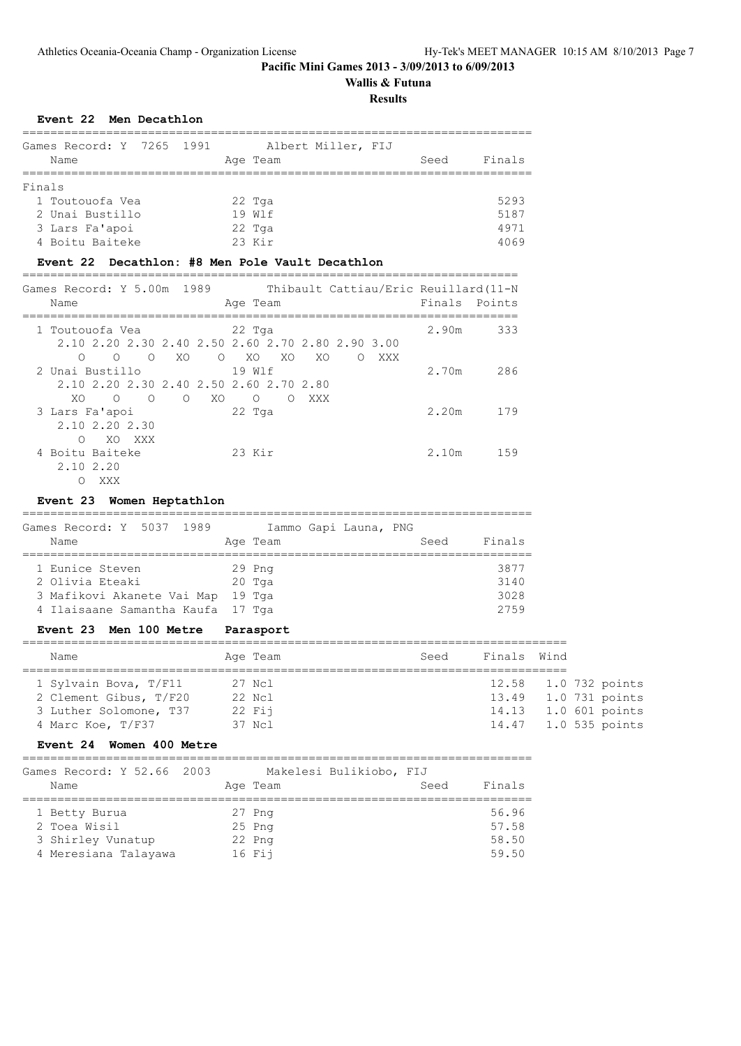**Pacific Mini Games 2013 - 3/09/2013 to 6/09/2013**

**Wallis & Futuna**

**Results**

### Event 22 Men Decathlon

Games Record: Y 7265 1991 Albert Miller, FIJ

| Name | Age | Team | Seed | Finals |
|---|---|---|---|---|
| **Finals** | | | | |
| 1 Toutouofa Vea | 22 | Tga | | 5293 |
| 2 Unai Bustillo | 19 | Wlf | | 5187 |
| 3 Lars Fa'apoi | 22 | Tga | | 4971 |
| 4 Boitu Baiteke | 23 | Kir | | 4069 |

### Event 22 Decathlon: #8 Men Pole Vault Decathlon

Games Record: Y 5.00m 1989 Thibault Cattiau/Eric Reuillard(11-N

| Name | Age | Team | Finals | Points |
|---|---|---|---|---|
| 1 Toutouofa Vea | 22 | Tga | 2.90m | 333 |
| 2.10 2.20 2.30 2.40 2.50 2.60 2.70 2.80 2.90 3.00 | | | | |
| O O O XO O XO XO XO O XXX | | | | |
| 2 Unai Bustillo | 19 | Wlf | 2.70m | 286 |
| 2.10 2.20 2.30 2.40 2.50 2.60 2.70 2.80 | | | | |
| XO O O O XO O O XXX | | | | |
| 3 Lars Fa'apoi | 22 | Tga | 2.20m | 179 |
| 2.10 2.20 2.30 | | | | |
| O XO XXX | | | | |
| 4 Boitu Baiteke | 23 | Kir | 2.10m | 159 |
| 2.10 2.20 | | | | |
| O XXX | | | | |

### Event 23 Women Heptathlon

Games Record: Y 5037 1989 Iammo Gapi Launa, PNG

| Name | Age | Team | Seed | Finals |
|---|---|---|---|---|
| 1 Eunice Steven | 29 | Png | | 3877 |
| 2 Olivia Eteaki | 20 | Tga | | 3140 |
| 3 Mafikovi Akanete Vai Map | 19 | Tga | | 3028 |
| 4 Ilaisaane Samantha Kaufa | 17 | Tga | | 2759 |

### Event 23 Men 100 Metre Parasport

| Name | Age | Team | Seed | Finals | Wind | |
|---|---|---|---|---|---|---|
| 1 Sylvain Bova, T/F11 | 27 | Ncl | | 12.58 | 1.0 | 732 points |
| 2 Clement Gibus, T/F20 | 22 | Ncl | | 13.49 | 1.0 | 731 points |
| 3 Luther Solomone, T37 | 22 | Fij | | 14.13 | 1.0 | 601 points |
| 4 Marc Koe, T/F37 | 37 | Ncl | | 14.47 | 1.0 | 535 points |

### Event 24 Women 400 Metre

Games Record: Y 52.66 2003 Makelesi Bulikiobo, FIJ

| Name | Age | Team | Seed | Finals |
|---|---|---|---|---|
| 1 Betty Burua | 27 | Png | | 56.96 |
| 2 Toea Wisil | 25 | Png | | 57.58 |
| 3 Shirley Vunatup | 22 | Png | | 58.50 |
| 4 Meresiana Talayawa | 16 | Fij | | 59.50 |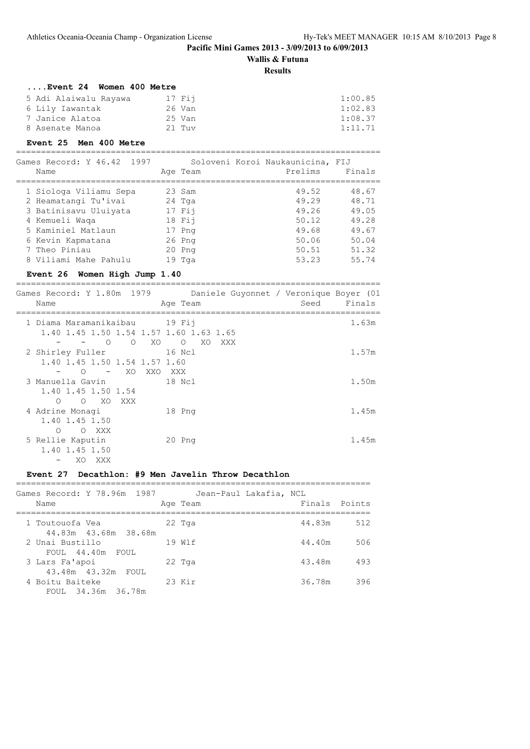**Pacific Mini Games 2013 - 3/09/2013 to 6/09/2013**

**Wallis & Futuna**

**Results**

### ....Event 24 Women 400 Metre

| Place | Name | Age | Team | Finals |
|---|---|---|---|---|
| 5 | Adi Alaiwalu Rayawa | 17 | Fij | 1:00.85 |
| 6 | Lily Iawantak | 26 | Van | 1:02.83 |
| 7 | Janice Alatoa | 25 | Van | 1:08.37 |
| 8 | Asenate Manoa | 21 | Tuv | 1:11.71 |

### Event 25 Men 400 Metre

Games Record: Y 46.42 1997 Soloveni Koroi Naukaunicina, FIJ

| Place | Name | Age | Team | Prelims | Finals |
|---|---|---|---|---|---|
| 1 | Siologa Viliamu Sepa | 23 | Sam | 49.52 | 48.67 |
| 2 | Heamatangi Tu'ivai | 24 | Tga | 49.29 | 48.71 |
| 3 | Batinisavu Uluiyata | 17 | Fij | 49.26 | 49.05 |
| 4 | Kemueli Waqa | 18 | Fij | 50.12 | 49.28 |
| 5 | Kaminiel Matlaun | 17 | Png | 49.68 | 49.67 |
| 6 | Kevin Kapmatana | 26 | Png | 50.06 | 50.04 |
| 7 | Theo Piniau | 20 | Png | 50.51 | 51.32 |
| 8 | Viliami Mahe Pahulu | 19 | Tga | 53.23 | 55.74 |

### Event 26 Women High Jump 1.40

Games Record: Y 1.80m 1979 Daniele Guyonnet / Veronique Boyer (01

| Place | Name | Age | Team | Seed | Finals |
|---|---|---|---|---|---|
| 1 | Diama Maramanikaibau | 19 | Fij | | 1.63m |
| 2 | Shirley Fuller | 16 | Ncl | | 1.57m |
| 3 | Manuella Gavin | 18 | Ncl | | 1.50m |
| 4 | Adrine Monagi | 18 | Png | | 1.45m |
| 5 | Rellie Kaputin | 20 | Png | | 1.45m |

```
1 Diama Maramanikaibau
  1.40 1.45 1.50 1.54 1.57 1.60 1.63 1.65
     -    -    O    O   XO    O   XO  XXX
2 Shirley Fuller
  1.40 1.45 1.50 1.54 1.57 1.60
     -    O    -   XO  XXO  XXX
3 Manuella Gavin
  1.40 1.45 1.50 1.54
     O    O   XO  XXX
4 Adrine Monagi
  1.40 1.45 1.50
     O    O  XXX
5 Rellie Kaputin
  1.40 1.45 1.50
     -   XO  XXX
```

### Event 27 Decathlon: #9 Men Javelin Throw Decathlon

Games Record: Y 78.96m 1987 Jean-Paul Lakafia, NCL

| Place | Name | Age | Team | Finals | Points |
|---|---|---|---|---|---|
| 1 | Toutouofa Vea | 22 | Tga | 44.83m | 512 |
| | 44.83m 43.68m 38.68m | | | | |
| 2 | Unai Bustillo | 19 | Wlf | 44.40m | 506 |
| | FOUL 44.40m FOUL | | | | |
| 3 | Lars Fa'apoi | 22 | Tga | 43.48m | 493 |
| | 43.48m 43.32m FOUL | | | | |
| 4 | Boitu Baiteke | 23 | Kir | 36.78m | 396 |
| | FOUL 34.36m 36.78m | | | | |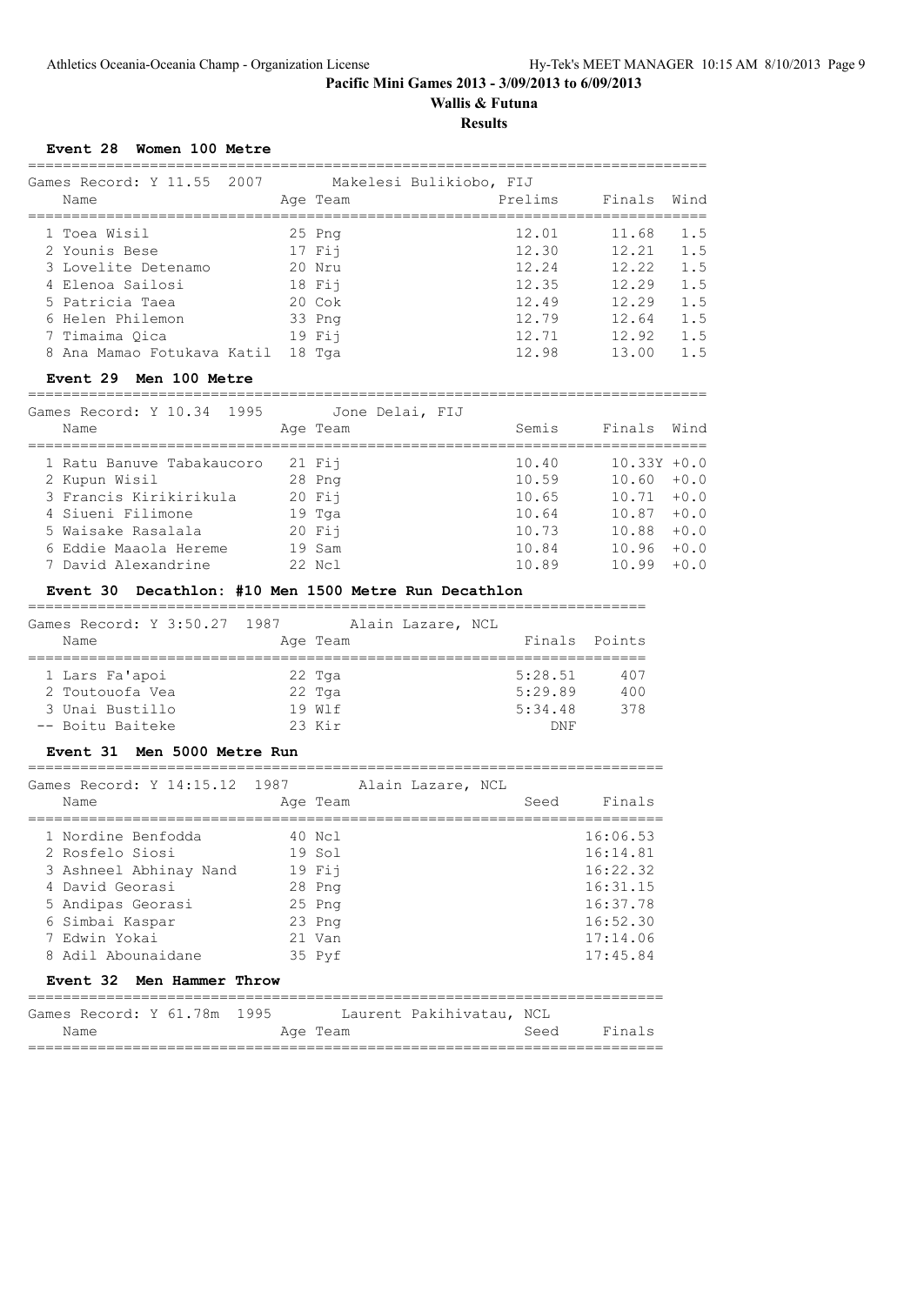**Pacific Mini Games 2013 - 3/09/2013 to 6/09/2013**

**Wallis & Futuna**

**Results**

### Event 28 Women 100 Metre

Games Record: Y 11.55 2007 Makelesi Bulikiobo, FIJ

| | Name | Age | Team | Prelims | Finals | Wind |
|---|---|---|---|---|---|---|
| 1 | Toea Wisil | 25 | Png | 12.01 | 11.68 | 1.5 |
| 2 | Younis Bese | 17 | Fij | 12.30 | 12.21 | 1.5 |
| 3 | Lovelite Detenamo | 20 | Nru | 12.24 | 12.22 | 1.5 |
| 4 | Elenoa Sailosi | 18 | Fij | 12.35 | 12.29 | 1.5 |
| 5 | Patricia Taea | 20 | Cok | 12.49 | 12.29 | 1.5 |
| 6 | Helen Philemon | 33 | Png | 12.79 | 12.64 | 1.5 |
| 7 | Timaima Qica | 19 | Fij | 12.71 | 12.92 | 1.5 |
| 8 | Ana Mamao Fotukava Katil | 18 | Tga | 12.98 | 13.00 | 1.5 |

### Event 29 Men 100 Metre

Games Record: Y 10.34 1995 Jone Delai, FIJ

| | Name | Age | Team | Semis | Finals | Wind |
|---|---|---|---|---|---|---|
| 1 | Ratu Banuve Tabakaucoro | 21 | Fij | 10.40 | 10.33Y | +0.0 |
| 2 | Kupun Wisil | 28 | Png | 10.59 | 10.60 | +0.0 |
| 3 | Francis Kirikirikula | 20 | Fij | 10.65 | 10.71 | +0.0 |
| 4 | Siueni Filimone | 19 | Tga | 10.64 | 10.87 | +0.0 |
| 5 | Waisake Rasalala | 20 | Fij | 10.73 | 10.88 | +0.0 |
| 6 | Eddie Maaola Hereme | 19 | Sam | 10.84 | 10.96 | +0.0 |
| 7 | David Alexandrine | 22 | Ncl | 10.89 | 10.99 | +0.0 |

### Event 30 Decathlon: #10 Men 1500 Metre Run Decathlon

Games Record: Y 3:50.27 1987 Alain Lazare, NCL

| | Name | Age | Team | Finals | Points |
|---|---|---|---|---|---|
| 1 | Lars Fa'apoi | 22 | Tga | 5:28.51 | 407 |
| 2 | Toutouofa Vea | 22 | Tga | 5:29.89 | 400 |
| 3 | Unai Bustillo | 19 | Wlf | 5:34.48 | 378 |
| -- | Boitu Baiteke | 23 | Kir | DNF | |

### Event 31 Men 5000 Metre Run

Games Record: Y 14:15.12 1987 Alain Lazare, NCL

| | Name | Age | Team | Seed | Finals |
|---|---|---|---|---|---|
| 1 | Nordine Benfodda | 40 | Ncl | | 16:06.53 |
| 2 | Rosfelo Siosi | 19 | Sol | | 16:14.81 |
| 3 | Ashneel Abhinay Nand | 19 | Fij | | 16:22.32 |
| 4 | David Georasi | 28 | Png | | 16:31.15 |
| 5 | Andipas Georasi | 25 | Png | | 16:37.78 |
| 6 | Simbai Kaspar | 23 | Png | | 16:52.30 |
| 7 | Edwin Yokai | 21 | Van | | 17:14.06 |
| 8 | Adil Abounaidane | 35 | Pyf | | 17:45.84 |

### Event 32 Men Hammer Throw

Games Record: Y 61.78m 1995 Laurent Pakihivatau, NCL

| Name | Age | Team | Seed | Finals |
|---|---|---|---|---|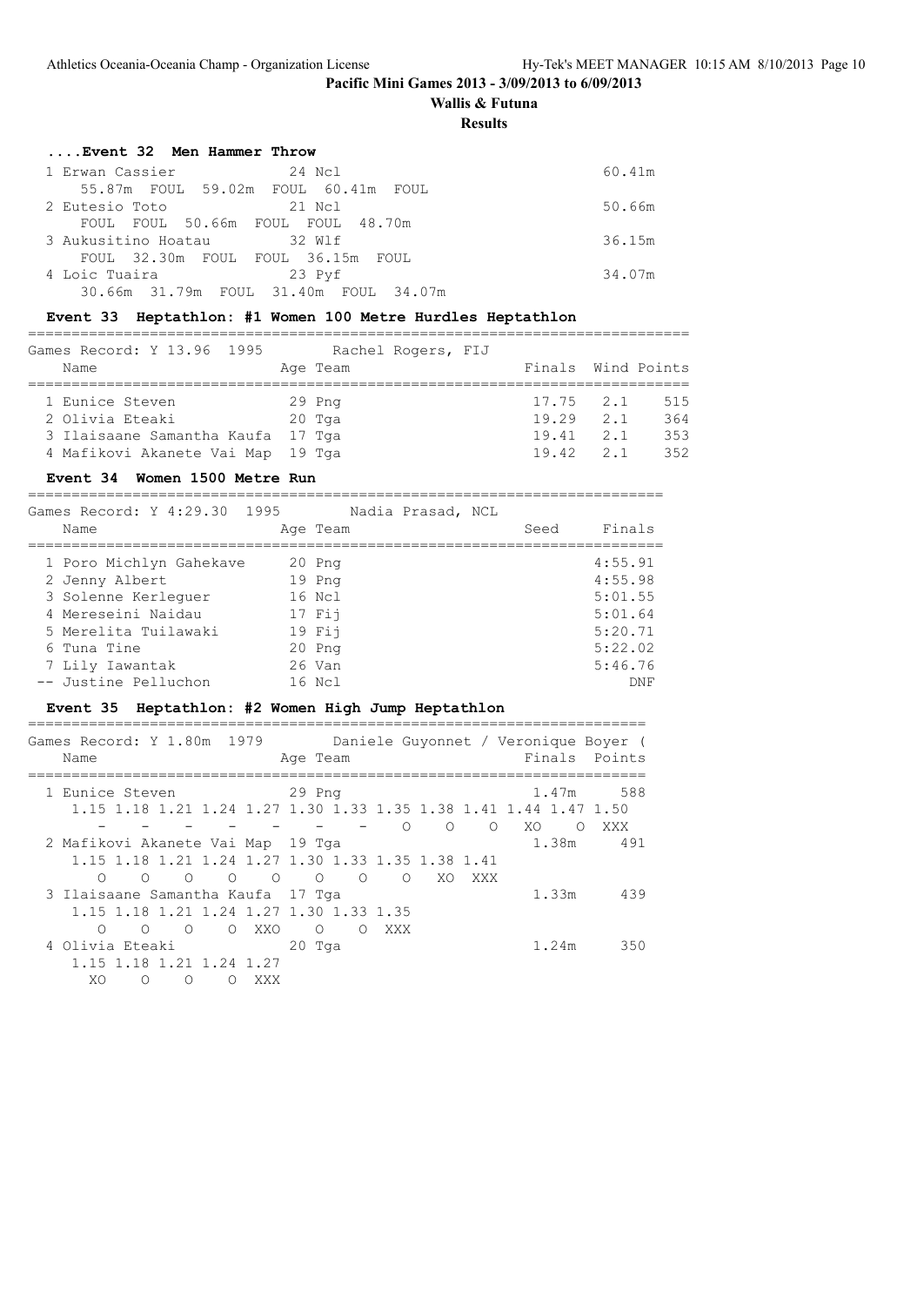**Pacific Mini Games 2013 - 3/09/2013 to 6/09/2013**

**Wallis & Futuna**

**Results**

### ....Event 32 Men Hammer Throw

| Place | Name | Age | Team | Finals |
|---|---|---|---|---|
| 1 | Erwan Cassier | 24 | Ncl | 60.41m |
| | 55.87m FOUL 59.02m FOUL 60.41m FOUL | | | |
| 2 | Eutesio Toto | 21 | Ncl | 50.66m |
| | FOUL FOUL 50.66m FOUL FOUL 48.70m | | | |
| 3 | Aukusitino Hoatau | 32 | Wlf | 36.15m |
| | FOUL 32.30m FOUL FOUL 36.15m FOUL | | | |
| 4 | Loic Tuaira | 23 | Pyf | 34.07m |
| | 30.66m 31.79m FOUL 31.40m FOUL 34.07m | | | |

### Event 33 Heptathlon: #1 Women 100 Metre Hurdles Heptathlon

Games Record: Y 13.96 1995 Rachel Rogers, FIJ

| Place | Name | Age | Team | Finals | Wind | Points |
|---|---|---|---|---|---|---|
| 1 | Eunice Steven | 29 | Png | 17.75 | 2.1 | 515 |
| 2 | Olivia Eteaki | 20 | Tga | 19.29 | 2.1 | 364 |
| 3 | Ilaisaane Samantha Kaufa | 17 | Tga | 19.41 | 2.1 | 353 |
| 4 | Mafikovi Akanete Vai Map | 19 | Tga | 19.42 | 2.1 | 352 |

### Event 34 Women 1500 Metre Run

Games Record: Y 4:29.30 1995 Nadia Prasad, NCL

| Place | Name | Age | Team | Seed | Finals |
|---|---|---|---|---|---|
| 1 | Poro Michlyn Gahekave | 20 | Png | | 4:55.91 |
| 2 | Jenny Albert | 19 | Png | | 4:55.98 |
| 3 | Solenne Kerleguer | 16 | Ncl | | 5:01.55 |
| 4 | Mereseini Naidau | 17 | Fij | | 5:01.64 |
| 5 | Merelita Tuilawaki | 19 | Fij | | 5:20.71 |
| 6 | Tuna Tine | 20 | Png | | 5:22.02 |
| 7 | Lily Iawantak | 26 | Van | | 5:46.76 |
| -- | Justine Pelluchon | 16 | Ncl | | DNF |

### Event 35 Heptathlon: #2 Women High Jump Heptathlon

Games Record: Y 1.80m 1979 Daniele Guyonnet / Veronique Boyer (

| Place | Name | Age | Team | Finals | Points |
|---|---|---|---|---|---|
| 1 | Eunice Steven | 29 | Png | 1.47m | 588 |
| | 1.15 1.18 1.21 1.24 1.27 1.30 1.33 1.35 1.38 1.41 1.44 1.47 1.50 | | | | |
| | - - - - - - - O O O XO O XXX | | | | |
| 2 | Mafikovi Akanete Vai Map | 19 | Tga | 1.38m | 491 |
| | 1.15 1.18 1.21 1.24 1.27 1.30 1.33 1.35 1.38 1.41 | | | | |
| | O O O O O O O O XO XXX | | | | |
| 3 | Ilaisaane Samantha Kaufa | 17 | Tga | 1.33m | 439 |
| | 1.15 1.18 1.21 1.24 1.27 1.30 1.33 1.35 | | | | |
| | O O O O XXO O O XXX | | | | |
| 4 | Olivia Eteaki | 20 | Tga | 1.24m | 350 |
| | 1.15 1.18 1.21 1.24 1.27 | | | | |
| | XO O O O XXX | | | | |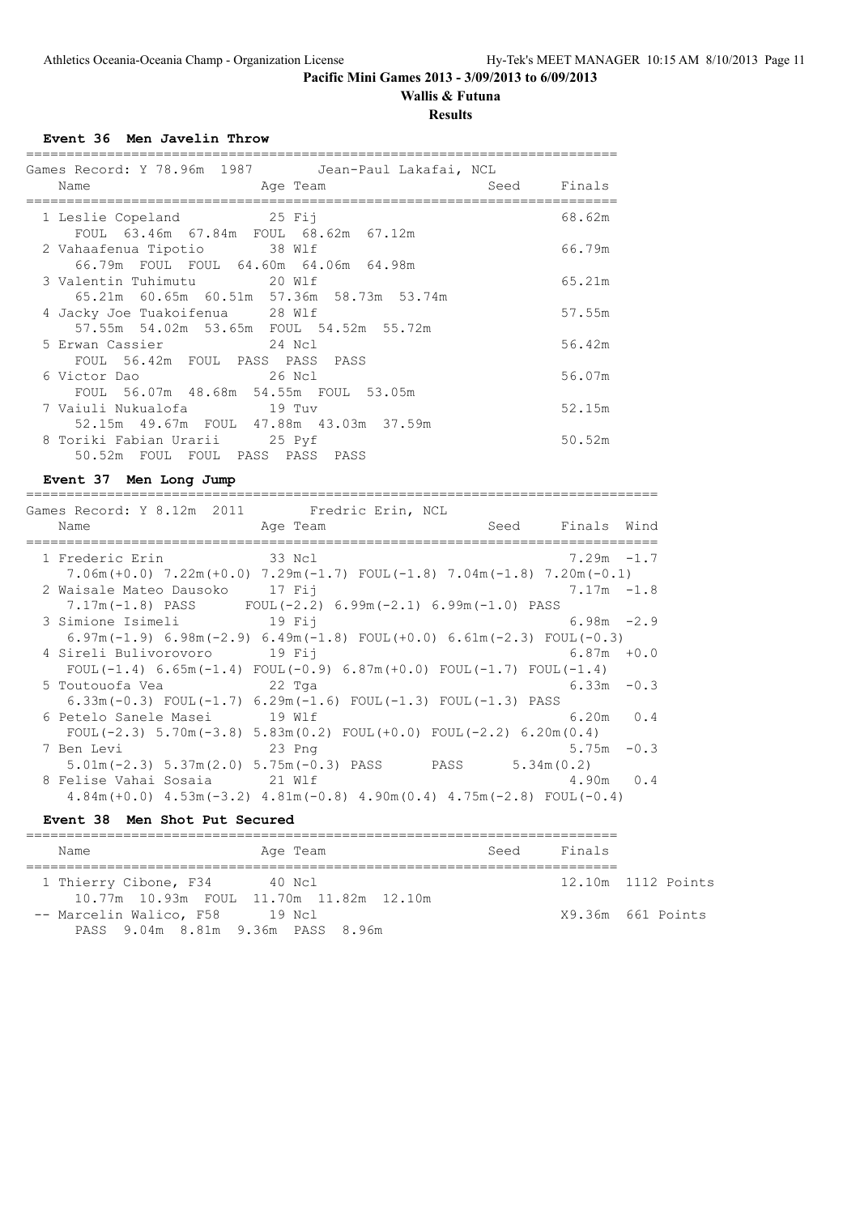**Pacific Mini Games 2013 - 3/09/2013 to 6/09/2013**

**Wallis & Futuna**

**Results**

### Event 36 Men Javelin Throw

Games Record: Y 78.96m 1987 Jean-Paul Lakafai, NCL

| Name | Age | Team | Seed | Finals |
|---|---|---|---|---|
| 1 Leslie Copeland | 25 | Fij | | 68.62m |
| FOUL 63.46m 67.84m FOUL 68.62m 67.12m | | | | |
| 2 Vahaafenua Tipotio | 38 | Wlf | | 66.79m |
| 66.79m FOUL FOUL 64.60m 64.06m 64.98m | | | | |
| 3 Valentin Tuhimutu | 20 | Wlf | | 65.21m |
| 65.21m 60.65m 60.51m 57.36m 58.73m 53.74m | | | | |
| 4 Jacky Joe Tuakoifenua | 28 | Wlf | | 57.55m |
| 57.55m 54.02m 53.65m FOUL 54.52m 55.72m | | | | |
| 5 Erwan Cassier | 24 | Ncl | | 56.42m |
| FOUL 56.42m FOUL PASS PASS PASS | | | | |
| 6 Victor Dao | 26 | Ncl | | 56.07m |
| FOUL 56.07m 48.68m 54.55m FOUL 53.05m | | | | |
| 7 Vaiuli Nukualofa | 19 | Tuv | | 52.15m |
| 52.15m 49.67m FOUL 47.88m 43.03m 37.59m | | | | |
| 8 Toriki Fabian Urarii | 25 | Pyf | | 50.52m |
| 50.52m FOUL FOUL PASS PASS PASS | | | | |

### Event 37 Men Long Jump

Games Record: Y 8.12m 2011 Fredric Erin, NCL

| Name | Age | Team | Seed | Finals | Wind |
|---|---|---|---|---|---|
| 1 Frederic Erin | 33 | Ncl | | 7.29m | -1.7 |
| 7.06m(+0.0) 7.22m(+0.0) 7.29m(-1.7) FOUL(-1.8) 7.04m(-1.8) 7.20m(-0.1) | | | | | |
| 2 Waisale Mateo Dausoko | 17 | Fij | | 7.17m | -1.8 |
| 7.17m(-1.8) PASS FOUL(-2.2) 6.99m(-2.1) 6.99m(-1.0) PASS | | | | | |
| 3 Simione Isimeli | 19 | Fij | | 6.98m | -2.9 |
| 6.97m(-1.9) 6.98m(-2.9) 6.49m(-1.8) FOUL(+0.0) 6.61m(-2.3) FOUL(-0.3) | | | | | |
| 4 Sireli Bulivorovoro | 19 | Fij | | 6.87m | +0.0 |
| FOUL(-1.4) 6.65m(-1.4) FOUL(-0.9) 6.87m(+0.0) FOUL(-1.7) FOUL(-1.4) | | | | | |
| 5 Toutouofa Vea | 22 | Tga | | 6.33m | -0.3 |
| 6.33m(-0.3) FOUL(-1.7) 6.29m(-1.6) FOUL(-1.3) FOUL(-1.3) PASS | | | | | |
| 6 Petelo Sanele Masei | 19 | Wlf | | 6.20m | 0.4 |
| FOUL(-2.3) 5.70m(-3.8) 5.83m(0.2) FOUL(+0.0) FOUL(-2.2) 6.20m(0.4) | | | | | |
| 7 Ben Levi | 23 | Png | | 5.75m | -0.3 |
| 5.01m(-2.3) 5.37m(2.0) 5.75m(-0.3) PASS PASS 5.34m(0.2) | | | | | |
| 8 Felise Vahai Sosaia | 21 | Wlf | | 4.90m | 0.4 |
| 4.84m(+0.0) 4.53m(-3.2) 4.81m(-0.8) 4.90m(0.4) 4.75m(-2.8) FOUL(-0.4) | | | | | |

### Event 38 Men Shot Put Secured

| Name | Age | Team | Seed | Finals | |
|---|---|---|---|---|---|
| 1 Thierry Cibone, F34 | 40 | Ncl | | 12.10m | 1112 Points |
| 10.77m 10.93m FOUL 11.70m 11.82m 12.10m | | | | | |
| -- Marcelin Walico, F58 | 19 | Ncl | | X9.36m | 661 Points |
| PASS 9.04m 8.81m 9.36m PASS 8.96m | | | | | |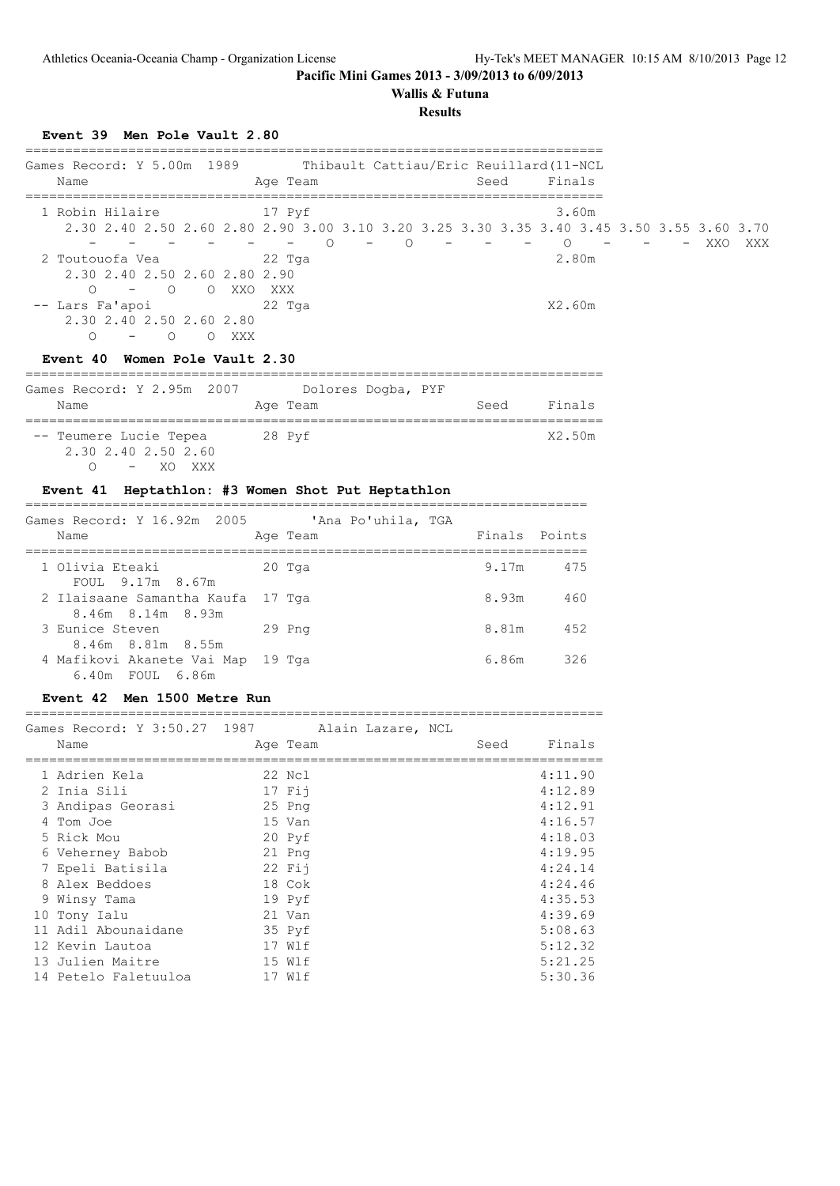**Pacific Mini Games 2013 - 3/09/2013 to 6/09/2013**

**Wallis & Futuna**

**Results**

### Event 39 Men Pole Vault 2.80

Games Record: Y 5.00m 1989 Thibault Cattiau/Eric Reuillard(11-NCL

| | Name | Age | Team | Seed | Finals |
|---|---|---|---|---|---|
| 1 | Robin Hilaire | 17 | Pyf | | 3.60m |
| 2 | Toutouofa Vea | 22 | Tga | | 2.80m |
| -- | Lars Fa'apoi | 22 | Tga | | X2.60m |

Robin Hilaire:

| 2.30 | 2.40 | 2.50 | 2.60 | 2.80 | 2.90 | 3.00 | 3.10 | 3.20 | 3.25 | 3.30 | 3.35 | 3.40 | 3.45 | 3.50 | 3.55 | 3.60 | 3.70 |
|---|---|---|---|---|---|---|---|---|---|---|---|---|---|---|---|---|---|
| - | - | - | - | - | - | - | O | - | O | - | - | - | O | - | - | - | XXO XXX |

Toutouofa Vea:

| 2.30 | 2.40 | 2.50 | 2.60 | 2.80 | 2.90 |
|---|---|---|---|---|---|
| O | - | O | O | XXO | XXX |

Lars Fa'apoi:

| 2.30 | 2.40 | 2.50 | 2.60 | 2.80 |
|---|---|---|---|---|
| O | - | O | O | XXX |

### Event 40 Women Pole Vault 2.30

Games Record: Y 2.95m 2007 Dolores Dogba, PYF

| | Name | Age | Team | Seed | Finals |
|---|---|---|---|---|---|
| -- | Teumere Lucie Tepea | 28 | Pyf | | X2.50m |

Teumere Lucie Tepea:

| 2.30 | 2.40 | 2.50 | 2.60 |
|---|---|---|---|
| O | - | XO | XXX |

### Event 41 Heptathlon: #3 Women Shot Put Heptathlon

Games Record: Y 16.92m 2005 'Ana Po'uhila, TGA

| | Name | Age | Team | Finals | Points |
|---|---|---|---|---|---|
| 1 | Olivia Eteaki | 20 | Tga | 9.17m | 475 |
| | FOUL 9.17m 8.67m | | | | |
| 2 | Ilaisaane Samantha Kaufa | 17 | Tga | 8.93m | 460 |
| | 8.46m 8.14m 8.93m | | | | |
| 3 | Eunice Steven | 29 | Png | 8.81m | 452 |
| | 8.46m 8.81m 8.55m | | | | |
| 4 | Mafikovi Akanete Vai Map | 19 | Tga | 6.86m | 326 |
| | 6.40m FOUL 6.86m | | | | |

### Event 42 Men 1500 Metre Run

Games Record: Y 3:50.27 1987 Alain Lazare, NCL

| | Name | Age | Team | Seed | Finals |
|---|---|---|---|---|---|
| 1 | Adrien Kela | 22 | Ncl | | 4:11.90 |
| 2 | Inia Sili | 17 | Fij | | 4:12.89 |
| 3 | Andipas Georasi | 25 | Png | | 4:12.91 |
| 4 | Tom Joe | 15 | Van | | 4:16.57 |
| 5 | Rick Mou | 20 | Pyf | | 4:18.03 |
| 6 | Veherney Babob | 21 | Png | | 4:19.95 |
| 7 | Epeli Batisila | 22 | Fij | | 4:24.14 |
| 8 | Alex Beddoes | 18 | Cok | | 4:24.46 |
| 9 | Winsy Tama | 19 | Pyf | | 4:35.53 |
| 10 | Tony Ialu | 21 | Van | | 4:39.69 |
| 11 | Adil Abounaidane | 35 | Pyf | | 5:08.63 |
| 12 | Kevin Lautoa | 17 | Wlf | | 5:12.32 |
| 13 | Julien Maitre | 15 | Wlf | | 5:21.25 |
| 14 | Petelo Faletuuloa | 17 | Wlf | | 5:30.36 |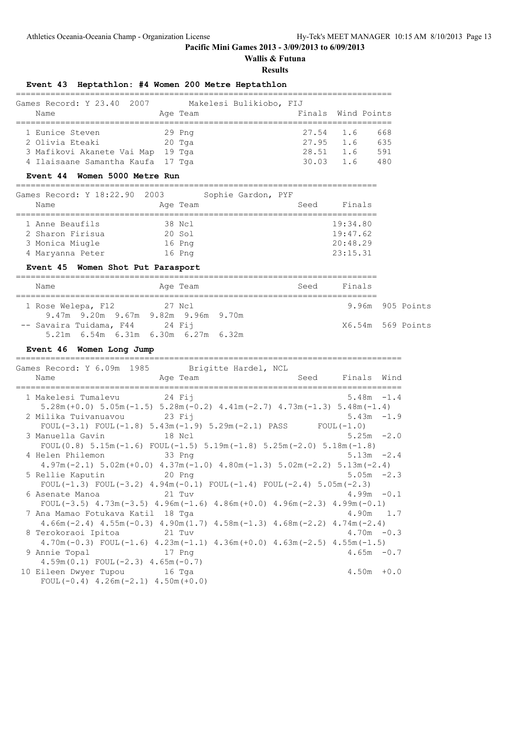# Pacific Mini Games 2013 - 3/09/2013 to 6/09/2013

**Wallis & Futuna**

**Results**

### Event 43 Heptathlon: #4 Women 200 Metre Heptathlon

Games Record: Y 23.40 2007 Makelesi Bulikiobo, FIJ

| | Name | Age | Team | Finals | Wind | Points |
|---|---|---|---|---|---|---|
| 1 | Eunice Steven | 29 | Png | 27.54 | 1.6 | 668 |
| 2 | Olivia Eteaki | 20 | Tga | 27.95 | 1.6 | 635 |
| 3 | Mafikovi Akanete Vai Map | 19 | Tga | 28.51 | 1.6 | 591 |
| 4 | Ilaisaane Samantha Kaufa | 17 | Tga | 30.03 | 1.6 | 480 |

### Event 44 Women 5000 Metre Run

Games Record: Y 18:22.90 2003 Sophie Gardon, PYF

| | Name | Age | Team | Seed | Finals |
|---|---|---|---|---|---|
| 1 | Anne Beaufils | 38 | Ncl | | 19:34.80 |
| 2 | Sharon Firisua | 20 | Sol | | 19:47.62 |
| 3 | Monica Miugle | 16 | Png | | 20:48.29 |
| 4 | Maryanna Peter | 16 | Png | | 23:15.31 |

### Event 45 Women Shot Put Parasport

| | Name | Age | Team | Seed | Finals | Points |
|---|---|---|---|---|---|---|
| 1 | Rose Welepa, F12 | 27 | Ncl | | 9.96m | 905 Points |
| | 9.47m 9.20m 9.67m 9.82m 9.96m 9.70m | | | | | |
| -- | Savaira Tuidama, F44 | 24 | Fij | | X6.54m | 569 Points |
| | 5.21m 6.54m 6.31m 6.30m 6.27m 6.32m | | | | | |

### Event 46 Women Long Jump

Games Record: Y 6.09m 1985 Brigitte Hardel, NCL

| | Name | Age | Team | Seed | Finals | Wind |
|---|---|---|---|---|---|---|
| 1 | Makelesi Tumalevu | 24 | Fij | | 5.48m | -1.4 |
| | 5.28m(+0.0) 5.05m(-1.5) 5.28m(-0.2) 4.41m(-2.7) 4.73m(-1.3) 5.48m(-1.4) | | | | | |
| 2 | Milika Tuivanuavou | 23 | Fij | | 5.43m | -1.9 |
| | FOUL(-3.1) FOUL(-1.8) 5.43m(-1.9) 5.29m(-2.1) PASS FOUL(-1.0) | | | | | |
| 3 | Manuella Gavin | 18 | Ncl | | 5.25m | -2.0 |
| | FOUL(0.8) 5.15m(-1.6) FOUL(-1.5) 5.19m(-1.8) 5.25m(-2.0) 5.18m(-1.8) | | | | | |
| 4 | Helen Philemon | 33 | Png | | 5.13m | -2.4 |
| | 4.97m(-2.1) 5.02m(+0.0) 4.37m(-1.0) 4.80m(-1.3) 5.02m(-2.2) 5.13m(-2.4) | | | | | |
| 5 | Rellie Kaputin | 20 | Png | | 5.05m | -2.3 |
| | FOUL(-1.3) FOUL(-3.2) 4.94m(-0.1) FOUL(-1.4) FOUL(-2.4) 5.05m(-2.3) | | | | | |
| 6 | Asenate Manoa | 21 | Tuv | | 4.99m | -0.1 |
| | FOUL(-3.5) 4.73m(-3.5) 4.96m(-1.6) 4.86m(+0.0) 4.96m(-2.3) 4.99m(-0.1) | | | | | |
| 7 | Ana Mamao Fotukava Katil | 18 | Tga | | 4.90m | 1.7 |
| | 4.66m(-2.4) 4.55m(-0.3) 4.90m(1.7) 4.58m(-1.3) 4.68m(-2.2) 4.74m(-2.4) | | | | | |
| 8 | Terokoraoi Ipitoa | 21 | Tuv | | 4.70m | -0.3 |
| | 4.70m(-0.3) FOUL(-1.6) 4.23m(-1.1) 4.36m(+0.0) 4.63m(-2.5) 4.55m(-1.5) | | | | | |
| 9 | Annie Topal | 17 | Png | | 4.65m | -0.7 |
| | 4.59m(0.1) FOUL(-2.3) 4.65m(-0.7) | | | | | |
| 10 | Eileen Dwyer Tupou | 16 | Tga | | 4.50m | +0.0 |
| | FOUL(-0.4) 4.26m(-2.1) 4.50m(+0.0) | | | | | |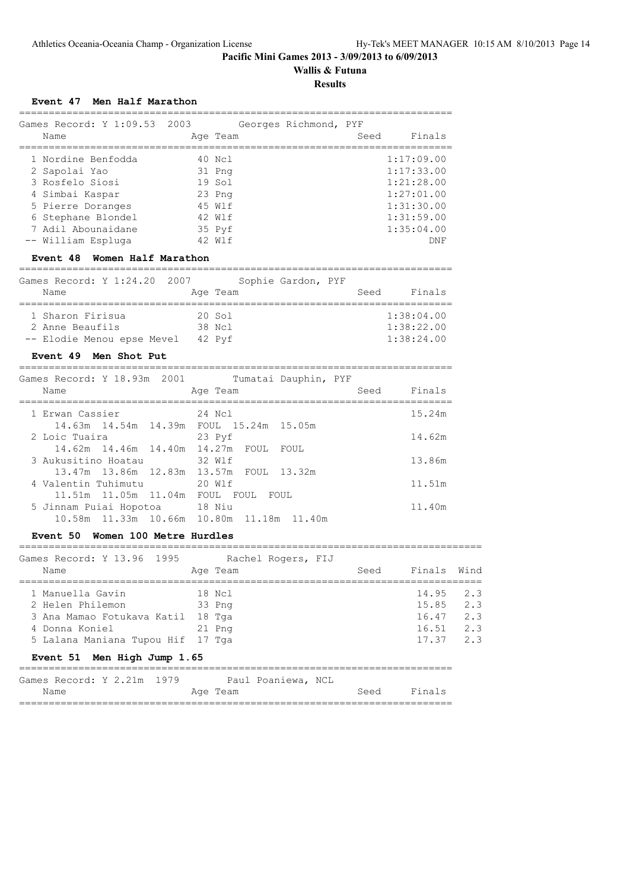**Pacific Mini Games 2013 - 3/09/2013 to 6/09/2013**

**Wallis & Futuna**

**Results**

### Event 47 Men Half Marathon

Games Record: Y 1:09.53 2003 Georges Richmond, PYF

| Name | Age | Team | Seed | Finals |
|---|---|---|---|---|
| 1 Nordine Benfodda | 40 | Ncl | | 1:17:09.00 |
| 2 Sapolai Yao | 31 | Png | | 1:17:33.00 |
| 3 Rosfelo Siosi | 19 | Sol | | 1:21:28.00 |
| 4 Simbai Kaspar | 23 | Png | | 1:27:01.00 |
| 5 Pierre Doranges | 45 | Wlf | | 1:31:30.00 |
| 6 Stephane Blondel | 42 | Wlf | | 1:31:59.00 |
| 7 Adil Abounaidane | 35 | Pyf | | 1:35:04.00 |
| -- William Espluga | 42 | Wlf | | DNF |

### Event 48 Women Half Marathon

Games Record: Y 1:24.20 2007 Sophie Gardon, PYF

| Name | Age | Team | Seed | Finals |
|---|---|---|---|---|
| 1 Sharon Firisua | 20 | Sol | | 1:38:04.00 |
| 2 Anne Beaufils | 38 | Ncl | | 1:38:22.00 |
| -- Elodie Menou epse Mevel | 42 | Pyf | | 1:38:24.00 |

### Event 49 Men Shot Put

Games Record: Y 18.93m 2001 Tumatai Dauphin, PYF

| Name | Age | Team | Seed | Finals |
|---|---|---|---|---|
| 1 Erwan Cassier | 24 | Ncl | | 15.24m |
| 14.63m 14.54m 14.39m FOUL 15.24m 15.05m | | | | |
| 2 Loic Tuaira | 23 | Pyf | | 14.62m |
| 14.62m 14.46m 14.40m 14.27m FOUL FOUL | | | | |
| 3 Aukusitino Hoatau | 32 | Wlf | | 13.86m |
| 13.47m 13.86m 12.83m 13.57m FOUL 13.32m | | | | |
| 4 Valentin Tuhimutu | 20 | Wlf | | 11.51m |
| 11.51m 11.05m 11.04m FOUL FOUL FOUL | | | | |
| 5 Jinnam Puiai Hopotoa | 18 | Niu | | 11.40m |
| 10.58m 11.33m 10.66m 10.80m 11.18m 11.40m | | | | |

### Event 50 Women 100 Metre Hurdles

Games Record: Y 13.96 1995 Rachel Rogers, FIJ

| Name | Age | Team | Seed | Finals | Wind |
|---|---|---|---|---|---|
| 1 Manuella Gavin | 18 | Ncl | | 14.95 | 2.3 |
| 2 Helen Philemon | 33 | Png | | 15.85 | 2.3 |
| 3 Ana Mamao Fotukava Katil | 18 | Tga | | 16.47 | 2.3 |
| 4 Donna Koniel | 21 | Png | | 16.51 | 2.3 |
| 5 Lalana Maniana Tupou Hif | 17 | Tga | | 17.37 | 2.3 |

### Event 51 Men High Jump 1.65

Games Record: Y 2.21m 1979 Paul Poaniewa, NCL

| Name | Age | Team | Seed | Finals |
|---|---|---|---|---|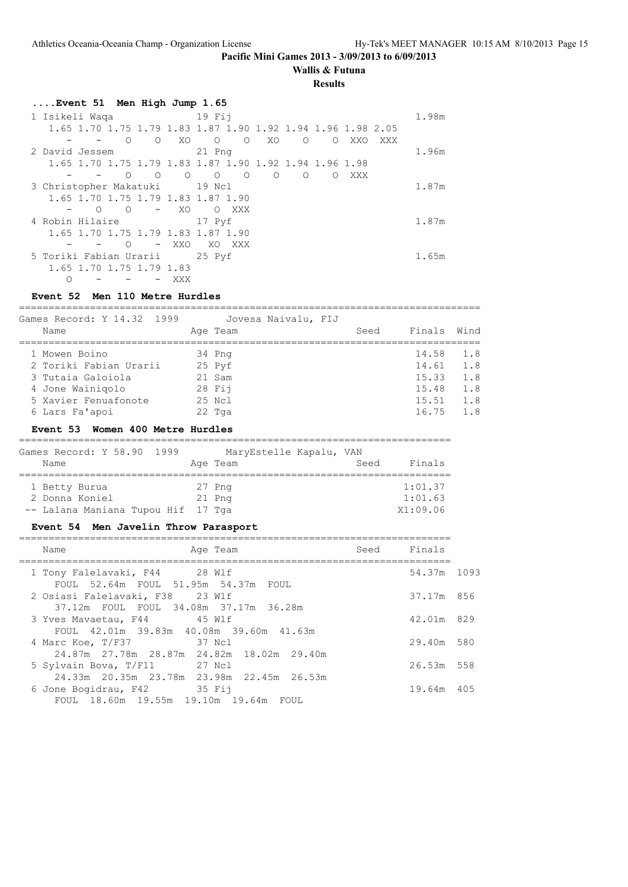## ....Event 51 Men High Jump 1.65

1 Isikeli Waqa 19 Fij — 1.98m

| 1.65 | 1.70 | 1.75 | 1.79 | 1.83 | 1.87 | 1.90 | 1.92 | 1.94 | 1.96 | 1.98 | 2.05 |
|---|---|---|---|---|---|---|---|---|---|---|---|
| - | - | O | O | XO | O | O | XO | O | O | XXO | XXX |

2 David Jessem 21 Png — 1.96m

| 1.65 | 1.70 | 1.75 | 1.79 | 1.83 | 1.87 | 1.90 | 1.92 | 1.94 | 1.96 | 1.98 |
|---|---|---|---|---|---|---|---|---|---|---|
| - | - | O | O | O | O | O | O | O | O | XXX |

3 Christopher Makatuki 19 Ncl — 1.87m

| 1.65 | 1.70 | 1.75 | 1.79 | 1.83 | 1.87 | 1.90 |
|---|---|---|---|---|---|---|
| - | O | O | - | XO | O | XXX |

4 Robin Hilaire 17 Pyf — 1.87m

| 1.65 | 1.70 | 1.75 | 1.79 | 1.83 | 1.87 | 1.90 |
|---|---|---|---|---|---|---|
| - | - | O | - | XXO | XO | XXX |

5 Toriki Fabian Urarii 25 Pyf — 1.65m

| 1.65 | 1.70 | 1.75 | 1.79 | 1.83 |
|---|---|---|---|---|
| O | - | - | - | XXX |

## Event 52 Men 110 Metre Hurdles

Games Record: Y 14.32 1999 Jovesa Naivalu, FIJ

| Name | Age | Team | Seed | Finals | Wind |
|---|---|---|---|---|---|
| 1 Mowen Boino | 34 | Png | | 14.58 | 1.8 |
| 2 Toriki Fabian Urarii | 25 | Pyf | | 14.61 | 1.8 |
| 3 Tutaia Galoiola | 21 | Sam | | 15.33 | 1.8 |
| 4 Jone Wainiqolo | 28 | Fij | | 15.48 | 1.8 |
| 5 Xavier Fenuafonote | 25 | Ncl | | 15.51 | 1.8 |
| 6 Lars Fa'apoi | 22 | Tga | | 16.75 | 1.8 |

## Event 53 Women 400 Metre Hurdles

Games Record: Y 58.90 1999 MaryEstelle Kapalu, VAN

| Name | Age | Team | Seed | Finals |
|---|---|---|---|---|
| 1 Betty Burua | 27 | Png | | 1:01.37 |
| 2 Donna Koniel | 21 | Png | | 1:01.63 |
| -- Lalana Maniana Tupou Hif | 17 | Tga | | X1:09.06 |

## Event 54 Men Javelin Throw Parasport

| Name | Age | Team | Seed | Finals | Points |
|---|---|---|---|---|---|
| 1 Tony Falelavaki, F44 | 28 | Wlf | | 54.37m | 1093 |
| FOUL 52.64m FOUL 51.95m 54.37m FOUL | | | | | |
| 2 Osiasi Falelavaki, F38 | 23 | Wlf | | 37.17m | 856 |
| 37.12m FOUL FOUL 34.08m 37.17m 36.28m | | | | | |
| 3 Yves Mavaetau, F44 | 45 | Wlf | | 42.01m | 829 |
| FOUL 42.01m 39.83m 40.08m 39.60m 41.63m | | | | | |
| 4 Marc Koe, T/F37 | 37 | Ncl | | 29.40m | 580 |
| 24.87m 27.78m 28.87m 24.82m 18.02m 29.40m | | | | | |
| 5 Sylvain Bova, T/F11 | 27 | Ncl | | 26.53m | 558 |
| 24.33m 20.35m 23.78m 23.98m 22.45m 26.53m | | | | | |
| 6 Jone Bogidrau, F42 | 35 | Fij | | 19.64m | 405 |
| FOUL 18.60m 19.55m 19.10m 19.64m FOUL | | | | | |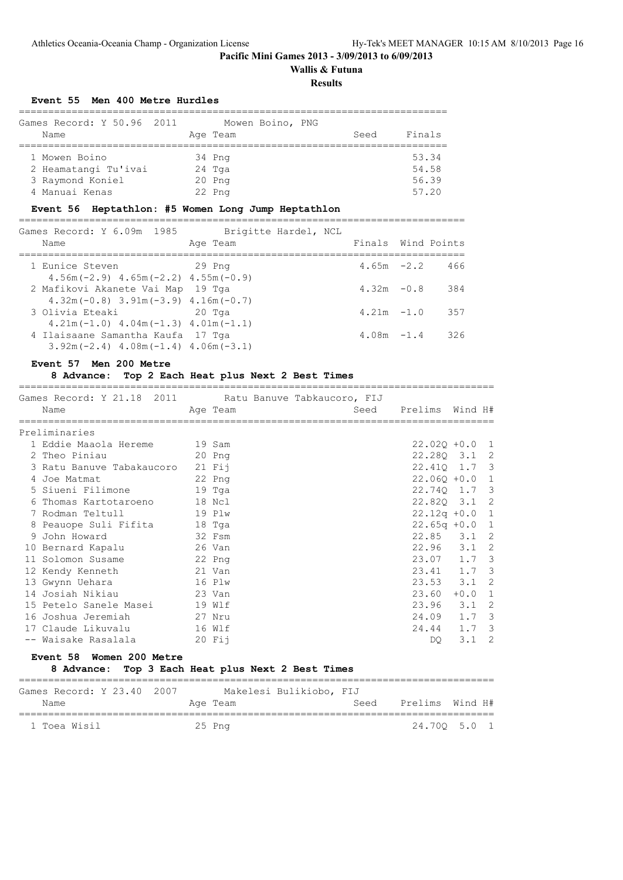# Pacific Mini Games 2013 - 3/09/2013 to 6/09/2013

**Wallis & Futuna**

**Results**

### Event 55 Men 400 Metre Hurdles

Games Record: Y 50.96 2011 Mowen Boino, PNG

| Name | Age | Team | Seed | Finals |
|---|---|---|---|---|
| 1 Mowen Boino | 34 | Png | | 53.34 |
| 2 Heamatangi Tu'ivai | 24 | Tga | | 54.58 |
| 3 Raymond Koniel | 20 | Png | | 56.39 |
| 4 Manuai Kenas | 22 | Png | | 57.20 |

### Event 56 Heptathlon: #5 Women Long Jump Heptathlon

Games Record: Y 6.09m 1985 Brigitte Hardel, NCL

| Name | Age | Team | Finals | Wind | Points |
|---|---|---|---|---|---|
| 1 Eunice Steven | 29 | Png | 4.65m | -2.2 | 466 |
| 4.56m(-2.9) 4.65m(-2.2) 4.55m(-0.9) | | | | | |
| 2 Mafikovi Akanete Vai Map | 19 | Tga | 4.32m | -0.8 | 384 |
| 4.32m(-0.8) 3.91m(-3.9) 4.16m(-0.7) | | | | | |
| 3 Olivia Eteaki | 20 | Tga | 4.21m | -1.0 | 357 |
| 4.21m(-1.0) 4.04m(-1.3) 4.01m(-1.1) | | | | | |
| 4 Ilaisaane Samantha Kaufa | 17 | Tga | 4.08m | -1.4 | 326 |
| 3.92m(-2.4) 4.08m(-1.4) 4.06m(-3.1) | | | | | |

### Event 57 Men 200 Metre

**8 Advance: Top 2 Each Heat plus Next 2 Best Times**

Games Record: Y 21.18 2011 Ratu Banuve Tabkaucoro, FIJ

Preliminaries

| Name | Age | Team | Seed | Prelims | Wind | H# |
|---|---|---|---|---|---|---|
| 1 Eddie Maaola Hereme | 19 | Sam | | 22.02Q | +0.0 | 1 |
| 2 Theo Piniau | 20 | Png | | 22.28Q | 3.1 | 2 |
| 3 Ratu Banuve Tabakaucoro | 21 | Fij | | 22.41Q | 1.7 | 3 |
| 4 Joe Matmat | 22 | Png | | 22.06Q | +0.0 | 1 |
| 5 Siueni Filimone | 19 | Tga | | 22.74Q | 1.7 | 3 |
| 6 Thomas Kartotaroeno | 18 | Ncl | | 22.82Q | 3.1 | 2 |
| 7 Rodman Teltull | 19 | Plw | | 22.12q | +0.0 | 1 |
| 8 Peauope Suli Fifita | 18 | Tga | | 22.65q | +0.0 | 1 |
| 9 John Howard | 32 | Fsm | | 22.85 | 3.1 | 2 |
| 10 Bernard Kapalu | 26 | Van | | 22.96 | 3.1 | 2 |
| 11 Solomon Susame | 22 | Png | | 23.07 | 1.7 | 3 |
| 12 Kendy Kenneth | 21 | Van | | 23.41 | 1.7 | 3 |
| 13 Gwynn Uehara | 16 | Plw | | 23.53 | 3.1 | 2 |
| 14 Josiah Nikiau | 23 | Van | | 23.60 | +0.0 | 1 |
| 15 Petelo Sanele Masei | 19 | Wlf | | 23.96 | 3.1 | 2 |
| 16 Joshua Jeremiah | 27 | Nru | | 24.09 | 1.7 | 3 |
| 17 Claude Likuvalu | 16 | Wlf | | 24.44 | 1.7 | 3 |
| -- Waisake Rasalala | 20 | Fij | | DQ | 3.1 | 2 |

### Event 58 Women 200 Metre

**8 Advance: Top 3 Each Heat plus Next 2 Best Times**

Games Record: Y 23.40 2007 Makelesi Bulikiobo, FIJ

| Name | Age | Team | Seed | Prelims | Wind | H# |
|---|---|---|---|---|---|---|
| 1 Toea Wisil | 25 | Png | | 24.70Q | 5.0 | 1 |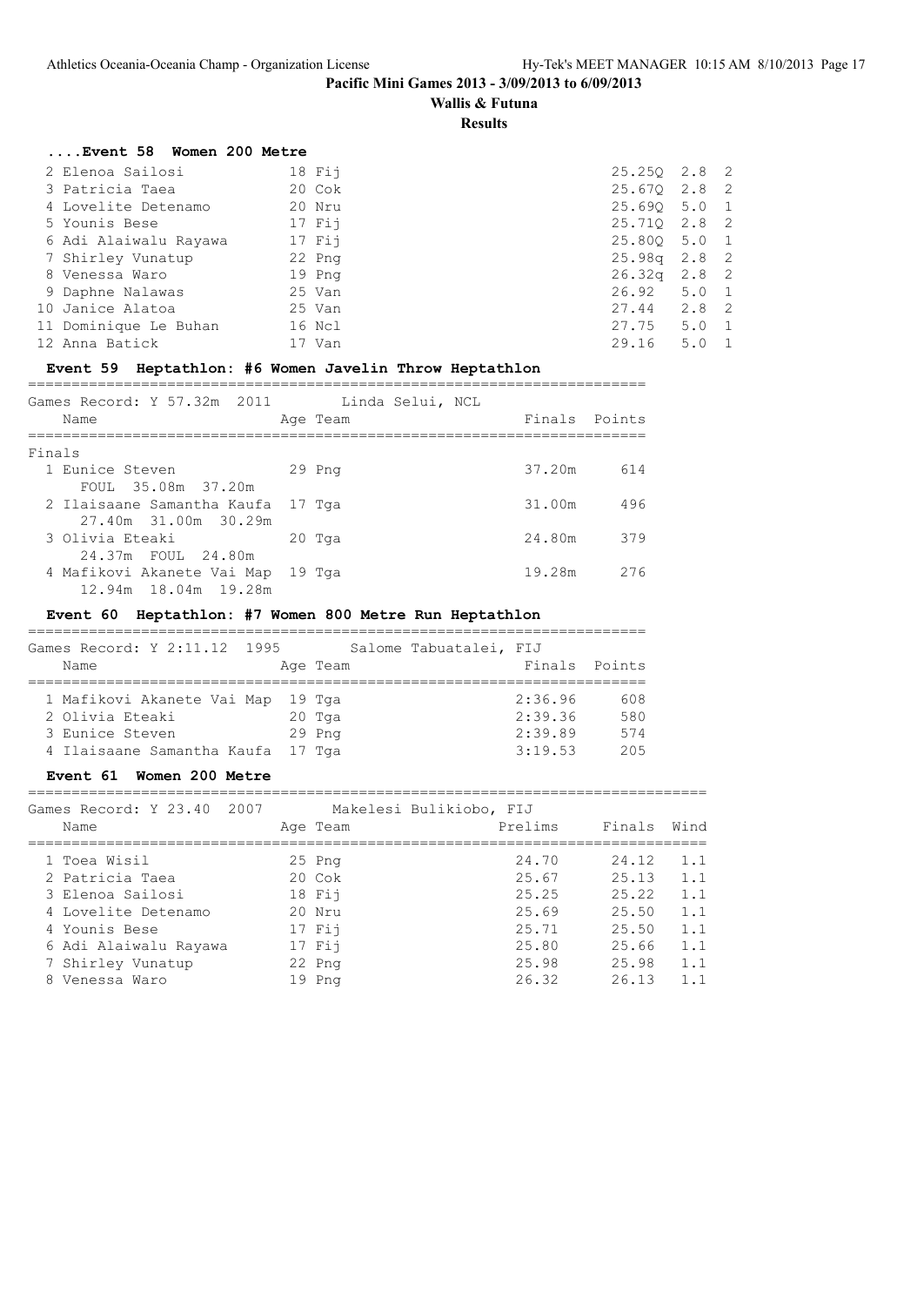**Pacific Mini Games 2013 - 3/09/2013 to 6/09/2013**

**Wallis & Futuna**

**Results**

### ....Event 58 Women 200 Metre

| | Name | Age | Team | Prelims | Wind | Heat |
|---|---|---|---|---|---|---|
| 2 | Elenoa Sailosi | 18 | Fij | 25.25Q | 2.8 | 2 |
| 3 | Patricia Taea | 20 | Cok | 25.67Q | 2.8 | 2 |
| 4 | Lovelite Detenamo | 20 | Nru | 25.69Q | 5.0 | 1 |
| 5 | Younis Bese | 17 | Fij | 25.71Q | 2.8 | 2 |
| 6 | Adi Alaiwalu Rayawa | 17 | Fij | 25.80Q | 5.0 | 1 |
| 7 | Shirley Vunatup | 22 | Png | 25.98q | 2.8 | 2 |
| 8 | Venessa Waro | 19 | Png | 26.32q | 2.8 | 2 |
| 9 | Daphne Nalawas | 25 | Van | 26.92 | 5.0 | 1 |
| 10 | Janice Alatoa | 25 | Van | 27.44 | 2.8 | 2 |
| 11 | Dominique Le Buhan | 16 | Ncl | 27.75 | 5.0 | 1 |
| 12 | Anna Batick | 17 | Van | 29.16 | 5.0 | 1 |

### Event 59 Heptathlon: #6 Women Javelin Throw Heptathlon

Games Record: Y 57.32m 2011 Linda Selui, NCL

**Finals**

| | Name | Age | Team | Finals | Points |
|---|---|---|---|---|---|
| 1 | Eunice Steven | 29 | Png | 37.20m | 614 |
| | FOUL 35.08m 37.20m | | | | |
| 2 | Ilaisaane Samantha Kaufa | 17 | Tga | 31.00m | 496 |
| | 27.40m 31.00m 30.29m | | | | |
| 3 | Olivia Eteaki | 20 | Tga | 24.80m | 379 |
| | 24.37m FOUL 24.80m | | | | |
| 4 | Mafikovi Akanete Vai Map | 19 | Tga | 19.28m | 276 |
| | 12.94m 18.04m 19.28m | | | | |

### Event 60 Heptathlon: #7 Women 800 Metre Run Heptathlon

Games Record: Y 2:11.12 1995 Salome Tabuatalei, FIJ

| | Name | Age | Team | Finals | Points |
|---|---|---|---|---|---|
| 1 | Mafikovi Akanete Vai Map | 19 | Tga | 2:36.96 | 608 |
| 2 | Olivia Eteaki | 20 | Tga | 2:39.36 | 580 |
| 3 | Eunice Steven | 29 | Png | 2:39.89 | 574 |
| 4 | Ilaisaane Samantha Kaufa | 17 | Tga | 3:19.53 | 205 |

### Event 61 Women 200 Metre

Games Record: Y 23.40 2007 Makelesi Bulikiobo, FIJ

| | Name | Age | Team | Prelims | Finals | Wind |
|---|---|---|---|---|---|---|
| 1 | Toea Wisil | 25 | Png | 24.70 | 24.12 | 1.1 |
| 2 | Patricia Taea | 20 | Cok | 25.67 | 25.13 | 1.1 |
| 3 | Elenoa Sailosi | 18 | Fij | 25.25 | 25.22 | 1.1 |
| 4 | Lovelite Detenamo | 20 | Nru | 25.69 | 25.50 | 1.1 |
| 4 | Younis Bese | 17 | Fij | 25.71 | 25.50 | 1.1 |
| 6 | Adi Alaiwalu Rayawa | 17 | Fij | 25.80 | 25.66 | 1.1 |
| 7 | Shirley Vunatup | 22 | Png | 25.98 | 25.98 | 1.1 |
| 8 | Venessa Waro | 19 | Png | 26.32 | 26.13 | 1.1 |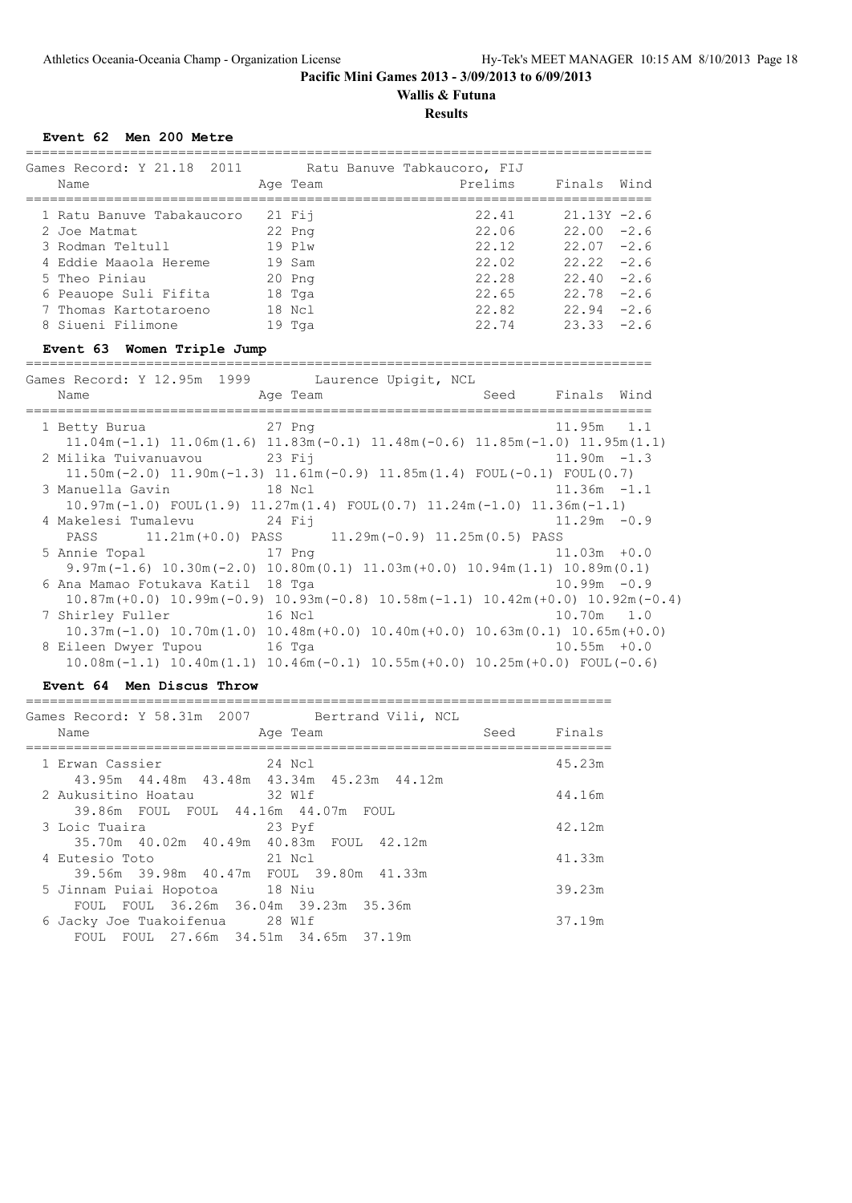**Pacific Mini Games 2013 - 3/09/2013 to 6/09/2013**

**Wallis & Futuna**

**Results**

### Event 62 Men 200 Metre

Games Record: Y 21.18 2011 Ratu Banuve Tabkaucoro, FIJ

| | Name | Age | Team | Prelims | Finals | Wind |
|---|---|---|---|---|---|---|
| 1 | Ratu Banuve Tabakaucoro | 21 | Fij | 22.41 | 21.13Y | -2.6 |
| 2 | Joe Matmat | 22 | Png | 22.06 | 22.00 | -2.6 |
| 3 | Rodman Teltull | 19 | Plw | 22.12 | 22.07 | -2.6 |
| 4 | Eddie Maaola Hereme | 19 | Sam | 22.02 | 22.22 | -2.6 |
| 5 | Theo Piniau | 20 | Png | 22.28 | 22.40 | -2.6 |
| 6 | Peauope Suli Fifita | 18 | Tga | 22.65 | 22.78 | -2.6 |
| 7 | Thomas Kartotaroeno | 18 | Ncl | 22.82 | 22.94 | -2.6 |
| 8 | Siueni Filimone | 19 | Tga | 22.74 | 23.33 | -2.6 |

### Event 63 Women Triple Jump

Games Record: Y 12.95m 1999 Laurence Upigit, NCL

| | Name | Age | Team | Seed | Finals | Wind |
|---|---|---|---|---|---|---|
| 1 | Betty Burua | 27 | Png | | 11.95m | 1.1 |
| | 11.04m(-1.1) 11.06m(1.6) 11.83m(-0.1) 11.48m(-0.6) 11.85m(-1.0) 11.95m(1.1) | | | | | |
| 2 | Milika Tuivanuavou | 23 | Fij | | 11.90m | -1.3 |
| | 11.50m(-2.0) 11.90m(-1.3) 11.61m(-0.9) 11.85m(1.4) FOUL(-0.1) FOUL(0.7) | | | | | |
| 3 | Manuella Gavin | 18 | Ncl | | 11.36m | -1.1 |
| | 10.97m(-1.0) FOUL(1.9) 11.27m(1.4) FOUL(0.7) 11.24m(-1.0) 11.36m(-1.1) | | | | | |
| 4 | Makelesi Tumalevu | 24 | Fij | | 11.29m | -0.9 |
| | PASS 11.21m(+0.0) PASS 11.29m(-0.9) 11.25m(0.5) PASS | | | | | |
| 5 | Annie Topal | 17 | Png | | 11.03m | +0.0 |
| | 9.97m(-1.6) 10.30m(-2.0) 10.80m(0.1) 11.03m(+0.0) 10.94m(1.1) 10.89m(0.1) | | | | | |
| 6 | Ana Mamao Fotukava Katil | 18 | Tga | | 10.99m | -0.9 |
| | 10.87m(+0.0) 10.99m(-0.9) 10.93m(-0.8) 10.58m(-1.1) 10.42m(+0.0) 10.92m(-0.4) | | | | | |
| 7 | Shirley Fuller | 16 | Ncl | | 10.70m | 1.0 |
| | 10.37m(-1.0) 10.70m(1.0) 10.48m(+0.0) 10.40m(+0.0) 10.63m(0.1) 10.65m(+0.0) | | | | | |
| 8 | Eileen Dwyer Tupou | 16 | Tga | | 10.55m | +0.0 |
| | 10.08m(-1.1) 10.40m(1.1) 10.46m(-0.1) 10.55m(+0.0) 10.25m(+0.0) FOUL(-0.6) | | | | | |

### Event 64 Men Discus Throw

Games Record: Y 58.31m 2007 Bertrand Vili, NCL

| | Name | Age | Team | Seed | Finals |
|---|---|---|---|---|---|
| 1 | Erwan Cassier | 24 | Ncl | | 45.23m |
| | 43.95m 44.48m 43.48m 43.34m 45.23m 44.12m | | | | |
| 2 | Aukusitino Hoatau | 32 | Wlf | | 44.16m |
| | 39.86m FOUL FOUL 44.16m 44.07m FOUL | | | | |
| 3 | Loic Tuaira | 23 | Pyf | | 42.12m |
| | 35.70m 40.02m 40.49m 40.83m FOUL 42.12m | | | | |
| 4 | Eutesio Toto | 21 | Ncl | | 41.33m |
| | 39.56m 39.98m 40.47m FOUL 39.80m 41.33m | | | | |
| 5 | Jinnam Puiai Hopotoa | 18 | Niu | | 39.23m |
| | FOUL FOUL 36.26m 36.04m 39.23m 35.36m | | | | |
| 6 | Jacky Joe Tuakoifenua | 28 | Wlf | | 37.19m |
| | FOUL FOUL 27.66m 34.51m 34.65m 37.19m | | | | |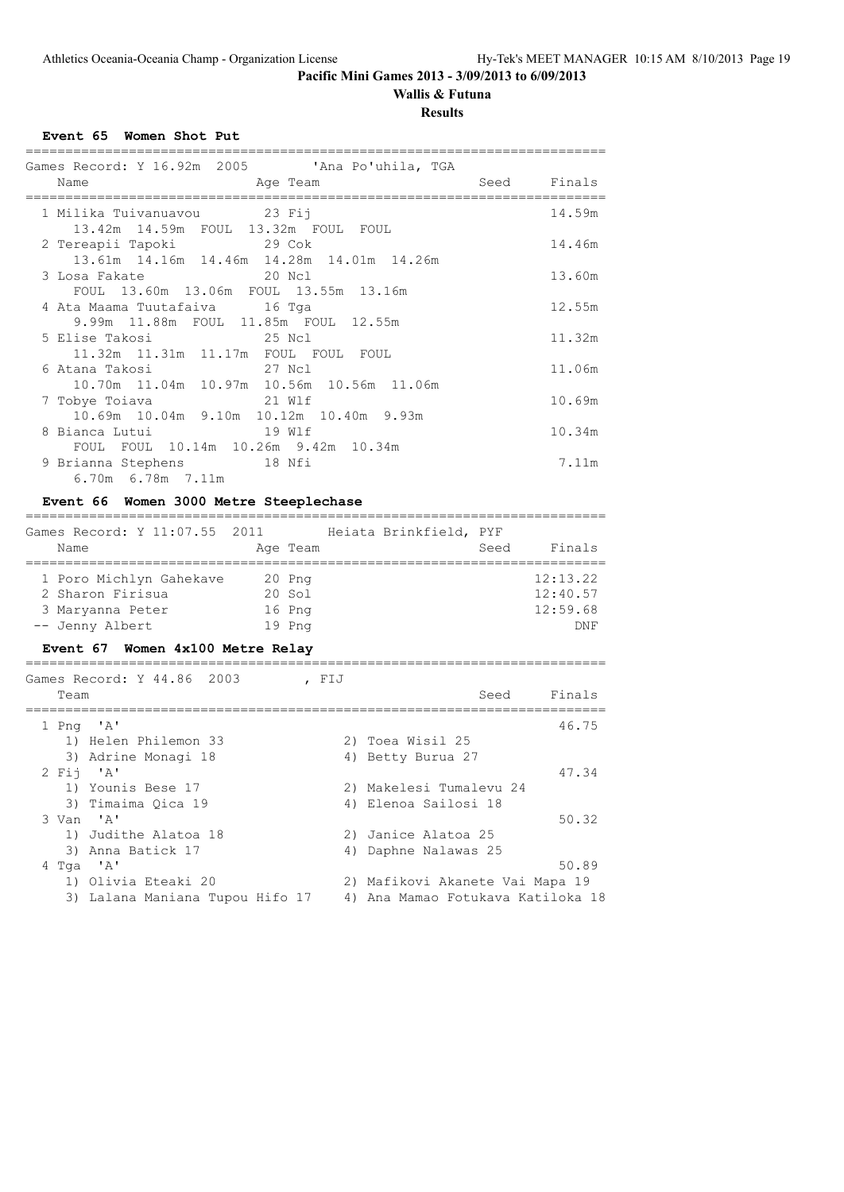## Pacific Mini Games 2013 - 3/09/2013 to 6/09/2013

### Wallis & Futuna

### Results

#### Event 65 Women Shot Put

Games Record: Y 16.92m 2005 'Ana Po'uhila, TGA

| | Name | Age | Team | Seed | Finals |
|---|---|---|---|---|---|
| 1 | Milika Tuivanuavou | 23 | Fij | | 14.59m |
| | 13.42m 14.59m FOUL 13.32m FOUL FOUL | | | | |
| 2 | Tereapii Tapoki | 29 | Cok | | 14.46m |
| | 13.61m 14.16m 14.46m 14.28m 14.01m 14.26m | | | | |
| 3 | Losa Fakate | 20 | Ncl | | 13.60m |
| | FOUL 13.60m 13.06m FOUL 13.55m 13.16m | | | | |
| 4 | Ata Maama Tuutafaiva | 16 | Tga | | 12.55m |
| | 9.99m 11.88m FOUL 11.85m FOUL 12.55m | | | | |
| 5 | Elise Takosi | 25 | Ncl | | 11.32m |
| | 11.32m 11.31m 11.17m FOUL FOUL FOUL | | | | |
| 6 | Atana Takosi | 27 | Ncl | | 11.06m |
| | 10.70m 11.04m 10.97m 10.56m 10.56m 11.06m | | | | |
| 7 | Tobye Toiava | 21 | Wlf | | 10.69m |
| | 10.69m 10.04m 9.10m 10.12m 10.40m 9.93m | | | | |
| 8 | Bianca Lutui | 19 | Wlf | | 10.34m |
| | FOUL FOUL 10.14m 10.26m 9.42m 10.34m | | | | |
| 9 | Brianna Stephens | 18 | Nfi | | 7.11m |
| | 6.70m 6.78m 7.11m | | | | |

#### Event 66 Women 3000 Metre Steeplechase

Games Record: Y 11:07.55 2011 Heiata Brinkfield, PYF

| | Name | Age | Team | Seed | Finals |
|---|---|---|---|---|---|
| 1 | Poro Michlyn Gahekave | 20 | Png | | 12:13.22 |
| 2 | Sharon Firisua | 20 | Sol | | 12:40.57 |
| 3 | Maryanna Peter | 16 | Png | | 12:59.68 |
| -- | Jenny Albert | 19 | Png | | DNF |

#### Event 67 Women 4x100 Metre Relay

Games Record: Y 44.86 2003 , FIJ

| | Team | Seed | Finals |
|---|---|---|---|
| 1 | Png 'A' | | 46.75 |
| | 1) Helen Philemon 33; 2) Toea Wisil 25; 3) Adrine Monagi 18; 4) Betty Burua 27 | | |
| 2 | Fij 'A' | | 47.34 |
| | 1) Younis Bese 17; 2) Makelesi Tumalevu 24; 3) Timaima Qica 19; 4) Elenoa Sailosi 18 | | |
| 3 | Van 'A' | | 50.32 |
| | 1) Judithe Alatoa 18; 2) Janice Alatoa 25; 3) Anna Batick 17; 4) Daphne Nalawas 25 | | |
| 4 | Tga 'A' | | 50.89 |
| | 1) Olivia Eteaki 20; 2) Mafikovi Akanete Vai Mapa 19; 3) Lalana Maniana Tupou Hifo 17; 4) Ana Mamao Fotukava Katiloka 18 | | |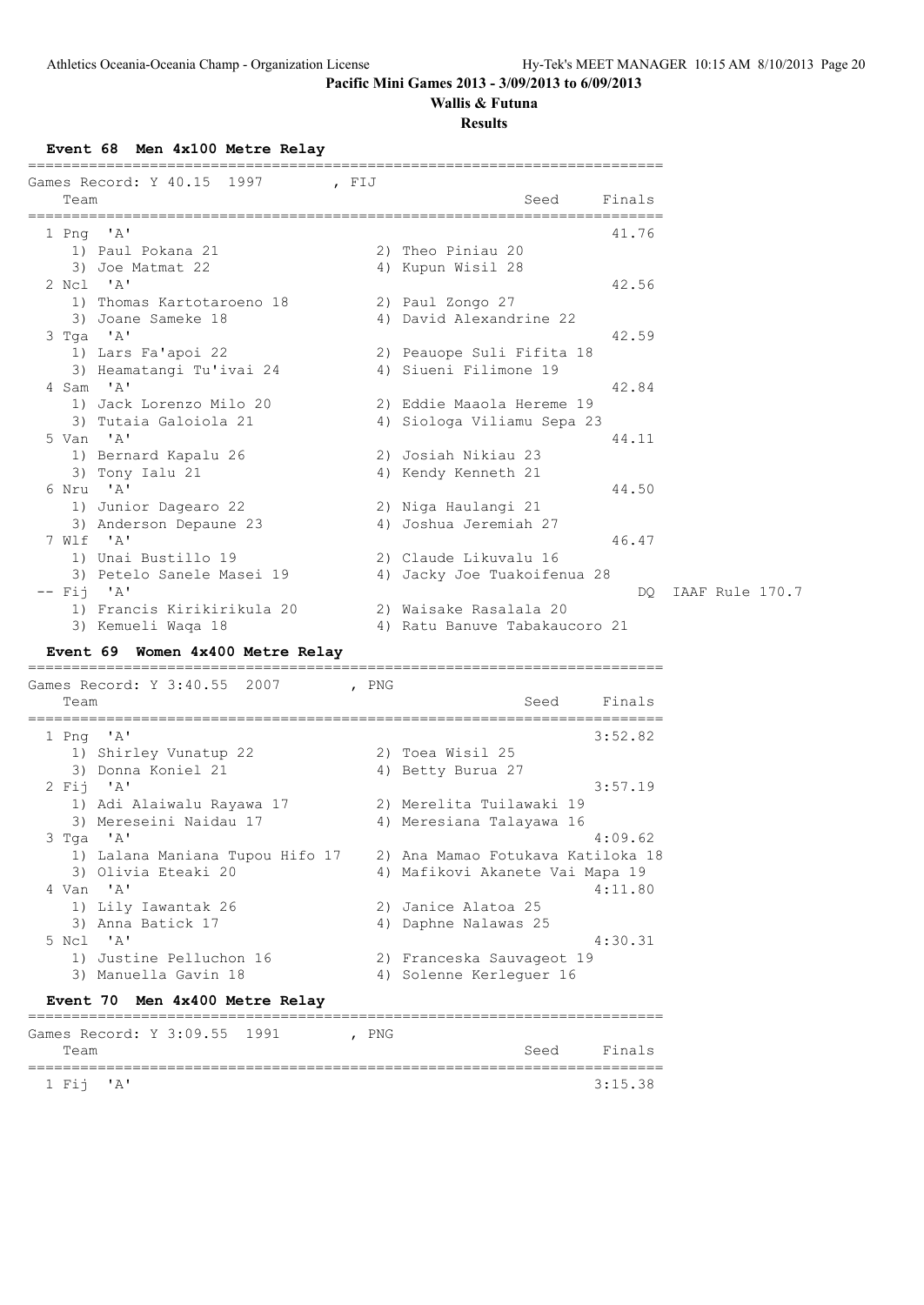**Pacific Mini Games 2013 - 3/09/2013 to 6/09/2013**

**Wallis & Futuna**

**Results**

### Event 68 Men 4x100 Metre Relay

Games Record: Y 40.15 1997 , FIJ

| Team | | Seed | Finals | |
|---|---|---|---|---|
| 1 Png 'A' | | | 41.76 | |
| 1) Paul Pokana 21 | 2) Theo Piniau 20 | | | |
| 3) Joe Matmat 22 | 4) Kupun Wisil 28 | | | |
| 2 Ncl 'A' | | | 42.56 | |
| 1) Thomas Kartotaroeno 18 | 2) Paul Zongo 27 | | | |
| 3) Joane Sameke 18 | 4) David Alexandrine 22 | | | |
| 3 Tga 'A' | | | 42.59 | |
| 1) Lars Fa'apoi 22 | 2) Peauope Suli Fifita 18 | | | |
| 3) Heamatangi Tu'ivai 24 | 4) Siueni Filimone 19 | | | |
| 4 Sam 'A' | | | 42.84 | |
| 1) Jack Lorenzo Milo 20 | 2) Eddie Maaola Hereme 19 | | | |
| 3) Tutaia Galoiola 21 | 4) Siologa Viliamu Sepa 23 | | | |
| 5 Van 'A' | | | 44.11 | |
| 1) Bernard Kapalu 26 | 2) Josiah Nikiau 23 | | | |
| 3) Tony Ialu 21 | 4) Kendy Kenneth 21 | | | |
| 6 Nru 'A' | | | 44.50 | |
| 1) Junior Dagearo 22 | 2) Niga Haulangi 21 | | | |
| 3) Anderson Depaune 23 | 4) Joshua Jeremiah 27 | | | |
| 7 Wlf 'A' | | | 46.47 | |
| 1) Unai Bustillo 19 | 2) Claude Likuvalu 16 | | | |
| 3) Petelo Sanele Masei 19 | 4) Jacky Joe Tuakoifenua 28 | | | |
| -- Fij 'A' | | | DQ | IAAF Rule 170.7 |
| 1) Francis Kirikirikula 20 | 2) Waisake Rasalala 20 | | | |
| 3) Kemueli Waqa 18 | 4) Ratu Banuve Tabakaucoro 21 | | | |

### Event 69 Women 4x400 Metre Relay

Games Record: Y 3:40.55 2007 , PNG

| Team | | Seed | Finals |
|---|---|---|---|
| 1 Png 'A' | | | 3:52.82 |
| 1) Shirley Vunatup 22 | 2) Toea Wisil 25 | | |
| 3) Donna Koniel 21 | 4) Betty Burua 27 | | |
| 2 Fij 'A' | | | 3:57.19 |
| 1) Adi Alaiwalu Rayawa 17 | 2) Merelita Tuilawaki 19 | | |
| 3) Mereseini Naidau 17 | 4) Meresiana Talayawa 16 | | |
| 3 Tga 'A' | | | 4:09.62 |
| 1) Lalana Maniana Tupou Hifo 17 | 2) Ana Mamao Fotukava Katiloka 18 | | |
| 3) Olivia Eteaki 20 | 4) Mafikovi Akanete Vai Mapa 19 | | |
| 4 Van 'A' | | | 4:11.80 |
| 1) Lily Iawantak 26 | 2) Janice Alatoa 25 | | |
| 3) Anna Batick 17 | 4) Daphne Nalawas 25 | | |
| 5 Ncl 'A' | | | 4:30.31 |
| 1) Justine Pelluchon 16 | 2) Franceska Sauvageot 19 | | |
| 3) Manuella Gavin 18 | 4) Solenne Kerleguer 16 | | |

### Event 70 Men 4x400 Metre Relay

Games Record: Y 3:09.55 1991 , PNG

| Team | Seed | Finals |
|---|---|---|
| 1 Fij 'A' | | 3:15.38 |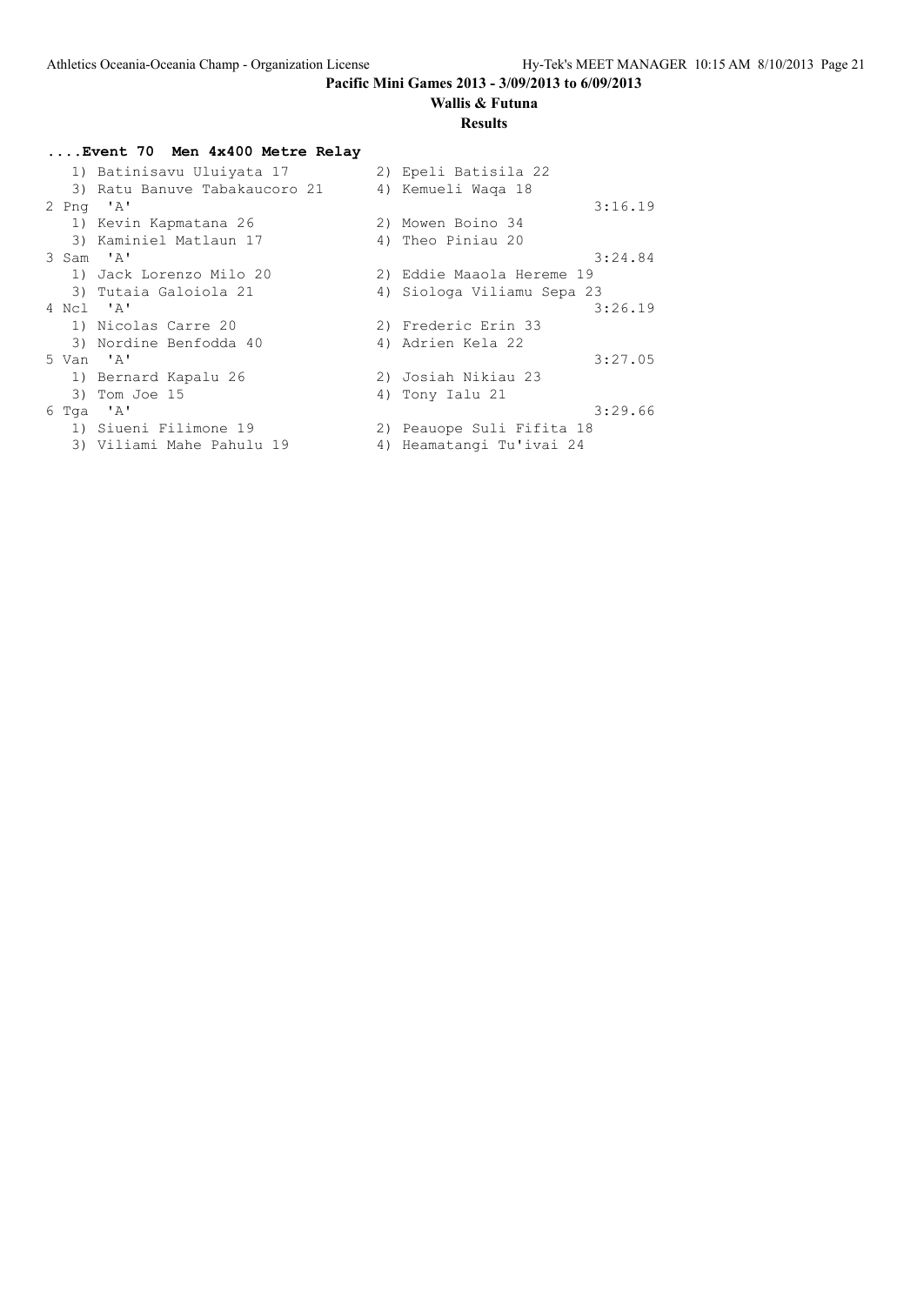**Pacific Mini Games 2013 - 3/09/2013 to 6/09/2013**

**Wallis & Futuna**

**Results**

**....Event 70 Men 4x400 Metre Relay**

```
   1) Batinisavu Uluiyata 17          2) Epeli Batisila 22
   3) Ratu Banuve Tabakaucoro 21      4) Kemueli Waqa 18
2 Png  'A'                                             3:16.19
   1) Kevin Kapmatana 26              2) Mowen Boino 34
   3) Kaminiel Matlaun 17             4) Theo Piniau 20
3 Sam  'A'                                             3:24.84
   1) Jack Lorenzo Milo 20            2) Eddie Maaola Hereme 19
   3) Tutaia Galoiola 21              4) Siologa Viliamu Sepa 23
4 Ncl  'A'                                             3:26.19
   1) Nicolas Carre 20                2) Frederic Erin 33
   3) Nordine Benfodda 40             4) Adrien Kela 22
5 Van  'A'                                             3:27.05
   1) Bernard Kapalu 26               2) Josiah Nikiau 23
   3) Tom Joe 15                      4) Tony Ialu 21
6 Tga  'A'                                             3:29.66
   1) Siueni Filimone 19              2) Peauope Suli Fifita 18
   3) Viliami Mahe Pahulu 19          4) Heamatangi Tu'ivai 24
```